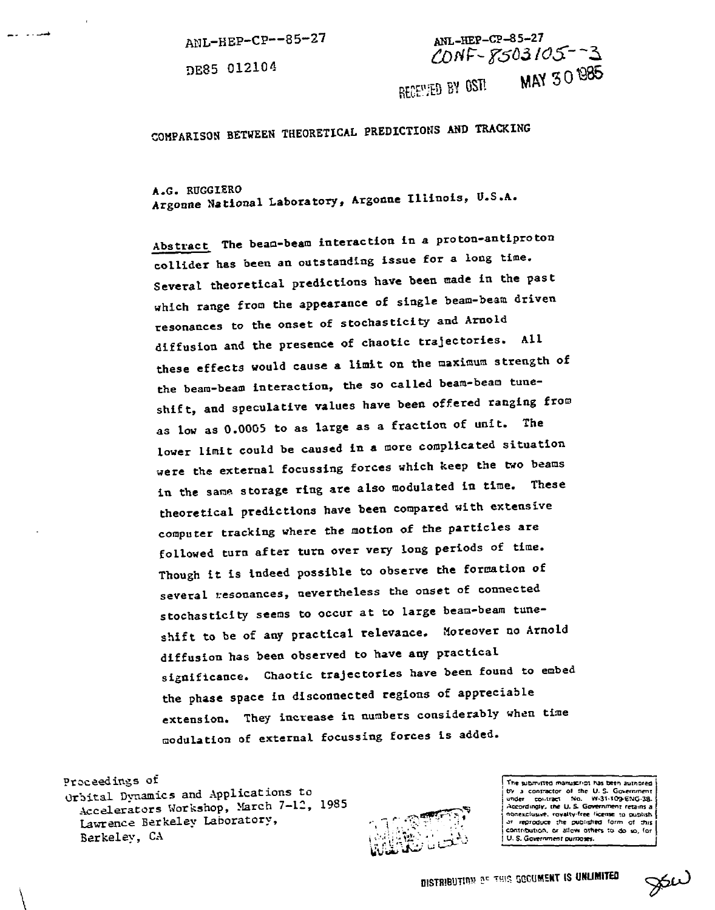ANL-HEP-CP--85-27

DE85 012104

ANL-HEP-CP-85-27

CONF-8503105--3

RECEIVED BY OSTI MAY 30 1985

# COMPARISON BETWEEN THEORETICAL PREDICTIONS AND TRACKING

A.G. RUGGIERO
Argonne National Laboratory, Argonne Illinois, U.S.A.

Abstract. The beam-beam interaction in a proton-antiproton collider has been an outstanding issue for a long time. Several theoretical predictions have been made in the past which range from the appearance of single beam-beam driven resonances to the onset of stochasticity and Arnold diffusion and the presence of chaotic trajectories. All these effects would cause a limit on the maximum strength of the beam-beam interaction, the so called beam-beam tune-shift, and speculative values have been offered ranging from as low as 0.0005 to as large as a fraction of unit. The lower limit could be caused in a more complicated situation were the external focussing forces which keep the two beams in the same storage ring are also modulated in time. These theoretical predictions have been compared with extensive computer tracking where the motion of the particles are followed turn after turn over very long periods of time. Though it is indeed possible to observe the formation of several resonances, nevertheless the onset of connected stochasticity seems to occur at to large beam-beam tune-shift to be of any practical relevance. Moreover no Arnold diffusion has been observed to have any practical significance. Chaotic trajectories have been found to embed the phase space in disconnected regions of appreciable extension. They increase in numbers considerably when time modulation of external focussing forces is added.

Proceedings of
Orbital Dynamics and Applications to Accelerators Workshop, March 7-12, 1985
Lawrence Berkeley Laboratory,
Berkeley, CA

The submitted manuscript has been authored by a contractor of the U. S. Government under contract No. W-31-109-ENG-38. Accordingly, the U. S. Government retains a nonexclusive, royalty-free license to publish or reproduce the published form of this contribution, or allow others to do so, for U. S. Government purposes.

DISTRIBUTION OF THIS DOCUMENT IS UNLIMITED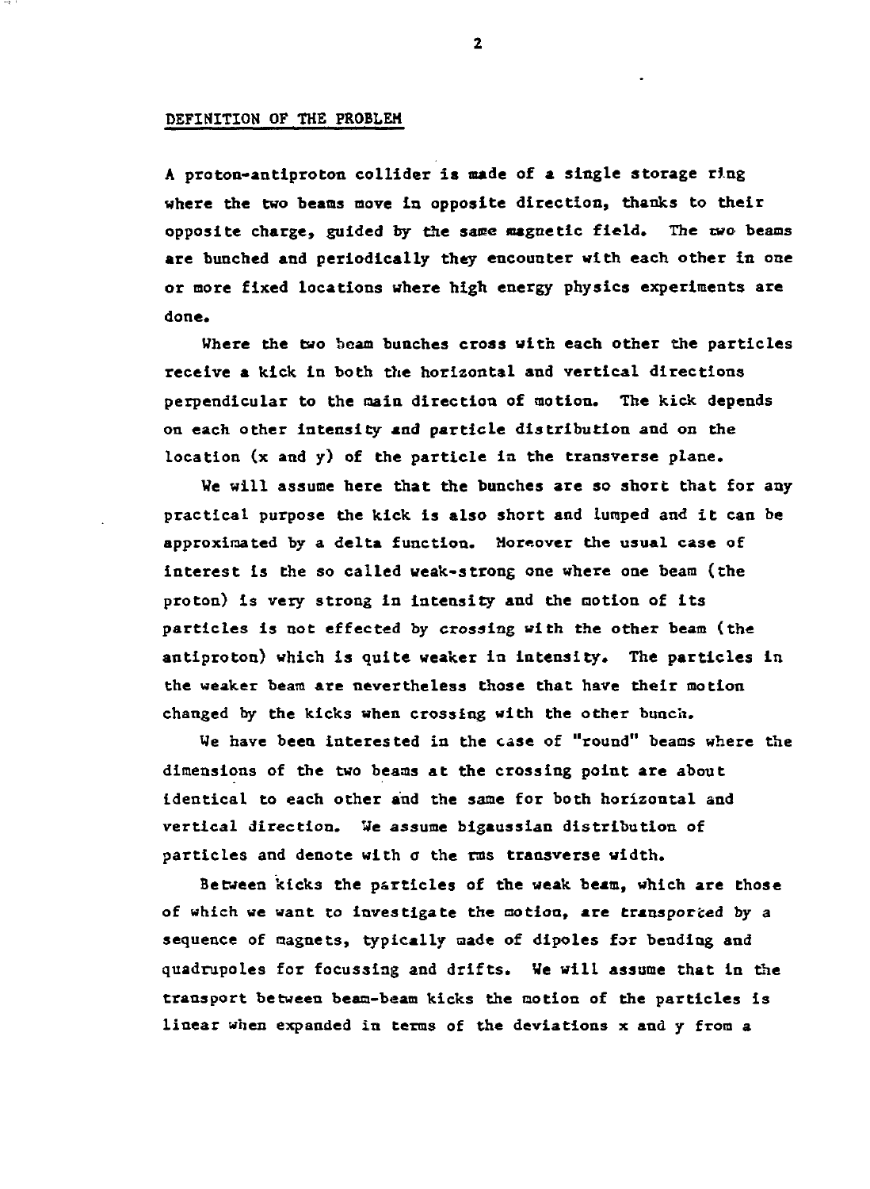## DEFINITION OF THE PROBLEM

A proton-antiproton collider is made of a single storage ring where the two beams move in opposite direction, thanks to their opposite charge, guided by the same magnetic field. The two beams are bunched and periodically they encounter with each other in one or more fixed locations where high energy physics experiments are done.

Where the two beam bunches cross with each other the particles receive a kick in both the horizontal and vertical directions perpendicular to the main direction of motion. The kick depends on each other intensity and particle distribution and on the location (x and y) of the particle in the transverse plane.

We will assume here that the bunches are so short that for any practical purpose the kick is also short and lumped and it can be approximated by a delta function. Moreover the usual case of interest is the so called weak-strong one where one beam (the proton) is very strong in intensity and the motion of its particles is not effected by crossing with the other beam (the antiproton) which is quite weaker in intensity. The particles in the weaker beam are nevertheless those that have their motion changed by the kicks when crossing with the other bunch.

We have been interested in the case of "round" beams where the dimensions of the two beams at the crossing point are about identical to each other and the same for both horizontal and vertical direction. We assume bigaussian distribution of particles and denote with $\sigma$ the rms transverse width.

Between kicks the particles of the weak beam, which are those of which we want to investigate the motion, are transported by a sequence of magnets, typically made of dipoles for bending and quadrupoles for focussing and drifts. We will assume that in the transport between beam-beam kicks the motion of the particles is linear when expanded in terms of the deviations x and y from a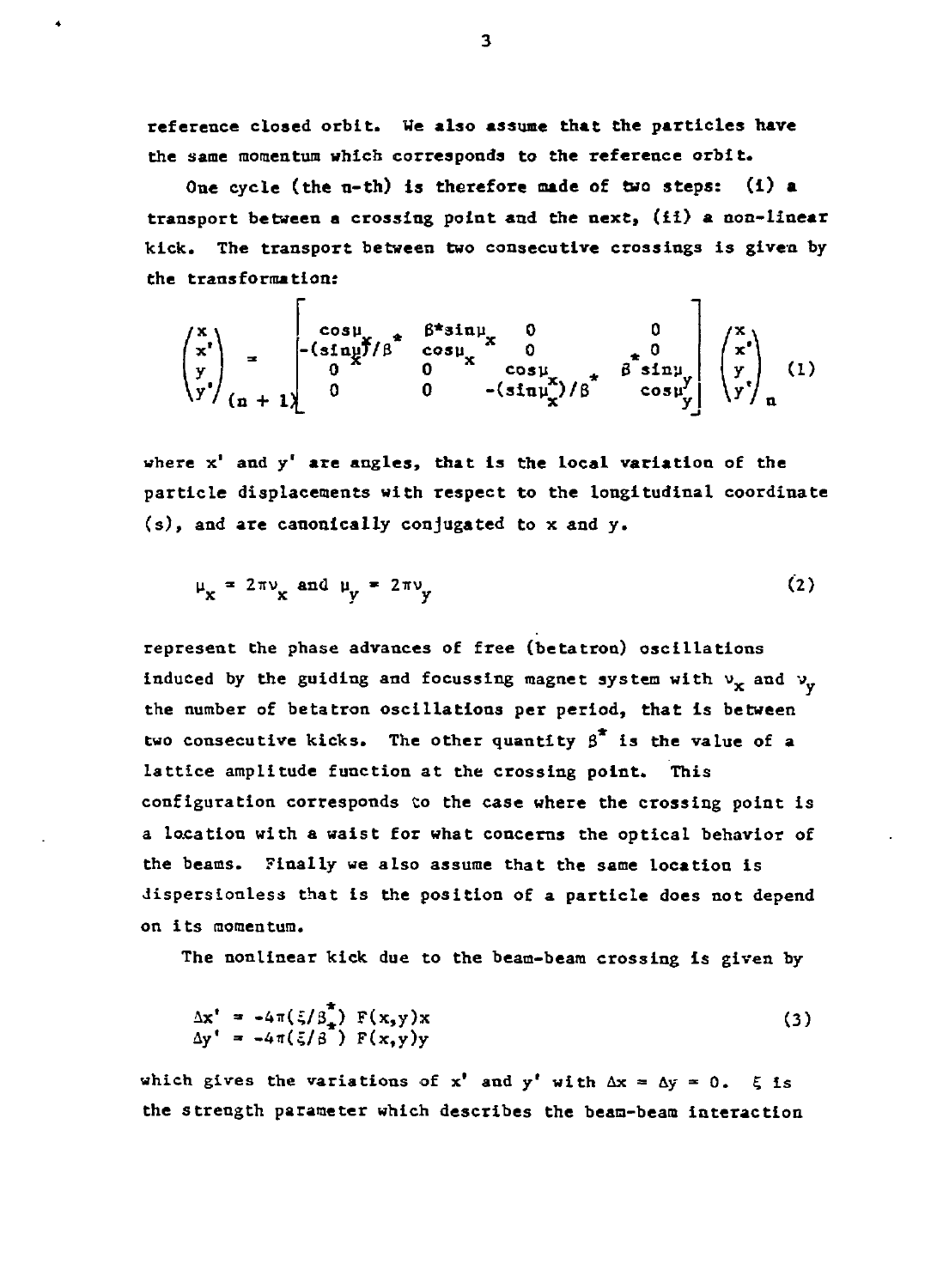reference closed orbit. We also assume that the particles have the same momentum which corresponds to the reference orbit.

One cycle (the n-th) is therefore made of two steps: (i) a transport between a crossing point and the next, (ii) a non-linear kick. The transport between two consecutive crossings is given by the transformation:

$$\begin{pmatrix} x \\ x' \\ y \\ y' \end{pmatrix}_{(n+1)} = \begin{bmatrix} \cos\mu_x & \beta^*\sin\mu_x & 0 & 0 \\ -(\sin\mu_x)/\beta^* & \cos\mu_x & 0 & 0 \\ 0 & 0 & \cos\mu_y & \beta^*\sin\mu_y \\ 0 & 0 & -(\sin\mu_y)/\beta^* & \cos\mu_y \end{bmatrix} \begin{pmatrix} x \\ x' \\ y \\ y' \end{pmatrix}_n \quad (1)$$

where $x'$ and $y'$ are angles, that is the local variation of the particle displacements with respect to the longitudinal coordinate (s), and are canonically conjugated to x and y.

$$\mu_x = 2\pi\nu_x \text{ and } \mu_y = 2\pi\nu_y \quad (2)$$

represent the phase advances of free (betatron) oscillations induced by the guiding and focussing magnet system with $\nu_x$ and $\nu_y$ the number of betatron oscillations per period, that is between two consecutive kicks. The other quantity $\beta^*$ is the value of a lattice amplitude function at the crossing point. This configuration corresponds to the case where the crossing point is a location with a waist for what concerns the optical behavior of the beams. Finally we also assume that the same location is dispersionless that is the position of a particle does not depend on its momentum.

The nonlinear kick due to the beam-beam crossing is given by

$$\begin{aligned} \Delta x' &= -4\pi(\xi/\beta^*)\ F(x,y)x \\ \Delta y' &= -4\pi(\xi/\beta^*)\ F(x,y)y \end{aligned} \quad (3)$$

which gives the variations of $x'$ and $y'$ with $\Delta x = \Delta y = 0$. $\xi$ is the strength parameter which describes the beam-beam interaction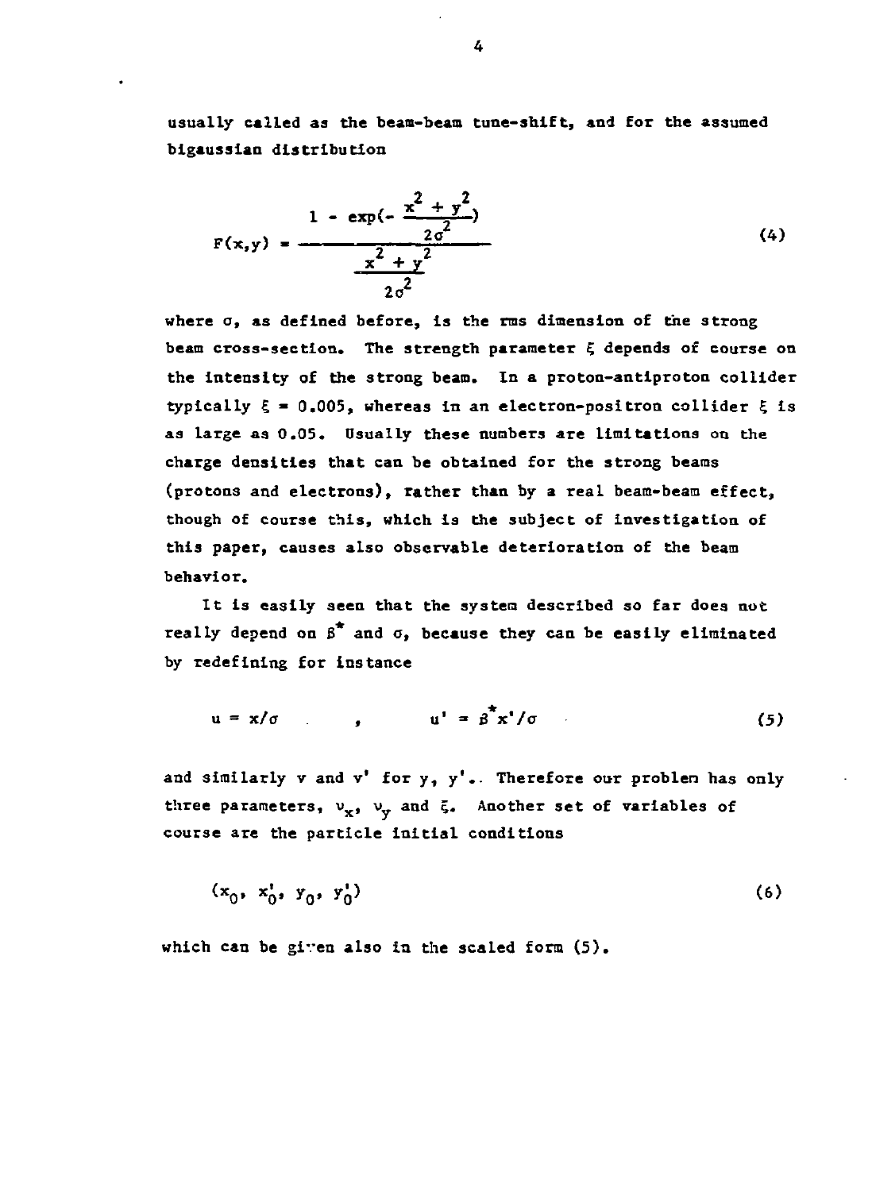usually called as the beam-beam tune-shift, and for the assumed bigaussian distribution

$$F(x,y) = \frac{1 - \exp(-\frac{x^2 + y^2}{2\sigma^2})}{\frac{x^2 + y^2}{2\sigma^2}} \tag{4}$$

where $\sigma$, as defined before, is the rms dimension of the strong beam cross-section. The strength parameter $\xi$ depends of course on the intensity of the strong beam. In a proton-antiproton collider typically $\xi = 0.005$, whereas in an electron-positron collider $\xi$ is as large as 0.05. Usually these numbers are limitations on the charge densities that can be obtained for the strong beams (protons and electrons), rather than by a real beam-beam effect, though of course this, which is the subject of investigation of this paper, causes also observable deterioration of the beam behavior.

It is easily seen that the system described so far does not really depend on $\beta^*$ and $\sigma$, because they can be easily eliminated by redefining for instance

$$u = x/\sigma \quad , \quad u' = \beta^* x'/\sigma \tag{5}$$

and similarly $v$ and $v'$ for $y$, $y'$. Therefore our problem has only three parameters, $\nu_x$, $\nu_y$ and $\xi$. Another set of variables of course are the particle initial conditions

$$(x_0, x_0', y_0, y_0') \tag{6}$$

which can be given also in the scaled form (5).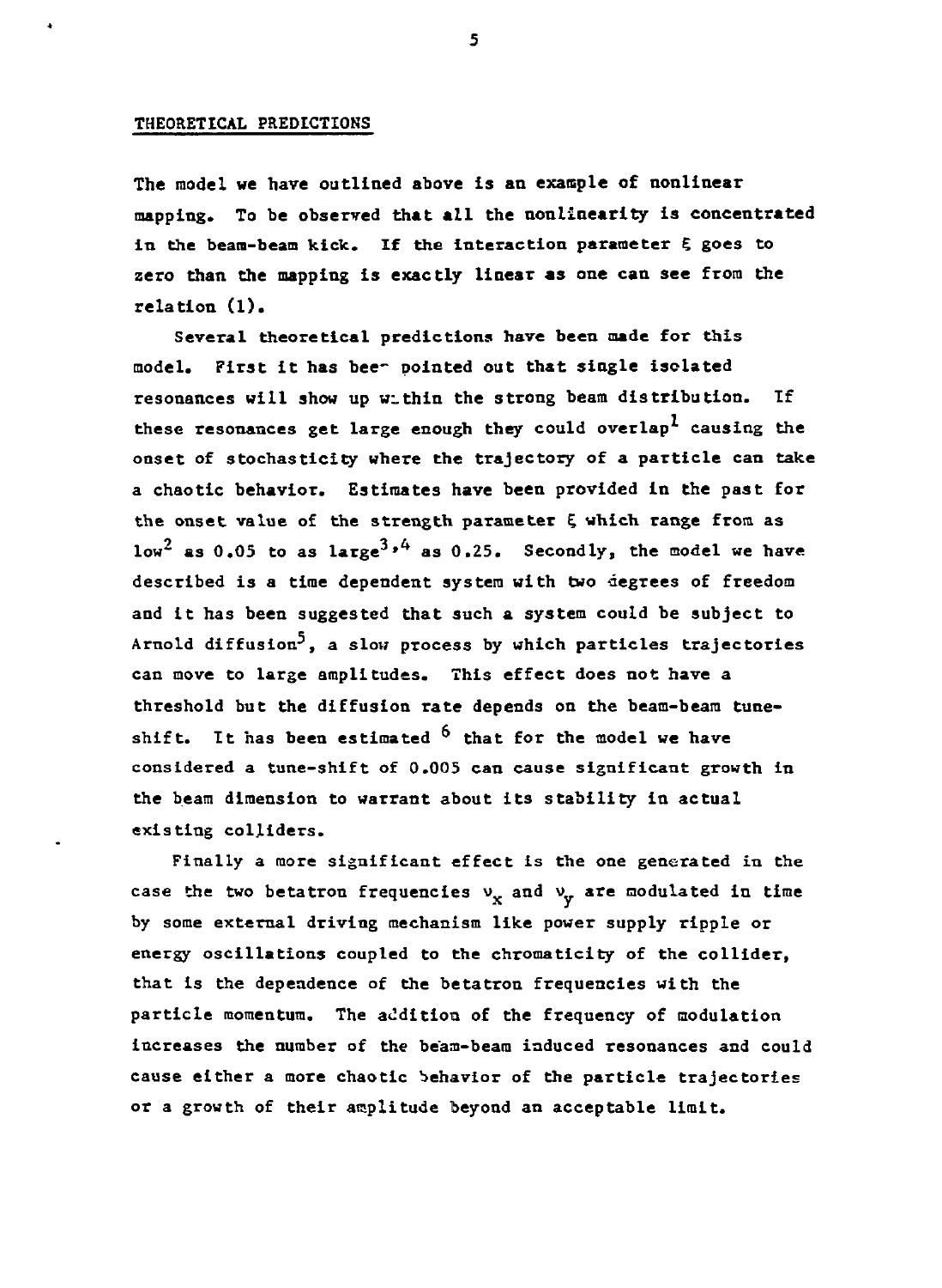## THEORETICAL PREDICTIONS

The model we have outlined above is an example of nonlinear mapping. To be observed that all the nonlinearity is concentrated in the beam-beam kick. If the interaction parameter $\xi$ goes to zero than the mapping is exactly linear as one can see from the relation (1).

Several theoretical predictions have been made for this model. First it has been pointed out that single isolated resonances will show up within the strong beam distribution. If these resonances get large enough they could overlap[1] causing the onset of stochasticity where the trajectory of a particle can take a chaotic behavior. Estimates have been provided in the past for the onset value of the strength parameter $\xi$ which range from as low[2] as 0.05 to as large[3,4] as 0.25. Secondly, the model we have described is a time dependent system with two degrees of freedom and it has been suggested that such a system could be subject to Arnold diffusion[5], a slow process by which particles trajectories can move to large amplitudes. This effect does not have a threshold but the diffusion rate depends on the beam-beam tune-shift. It has been estimated [6] that for the model we have considered a tune-shift of 0.005 can cause significant growth in the beam dimension to warrant about its stability in actual existing colliders.

Finally a more significant effect is the one generated in the case the two betatron frequencies $\nu_x$ and $\nu_y$ are modulated in time by some external driving mechanism like power supply ripple or energy oscillations coupled to the chromaticity of the collider, that is the dependence of the betatron frequencies with the particle momentum. The addition of the frequency of modulation increases the number of the beam-beam induced resonances and could cause either a more chaotic behavior of the particle trajectories or a growth of their amplitude beyond an acceptable limit.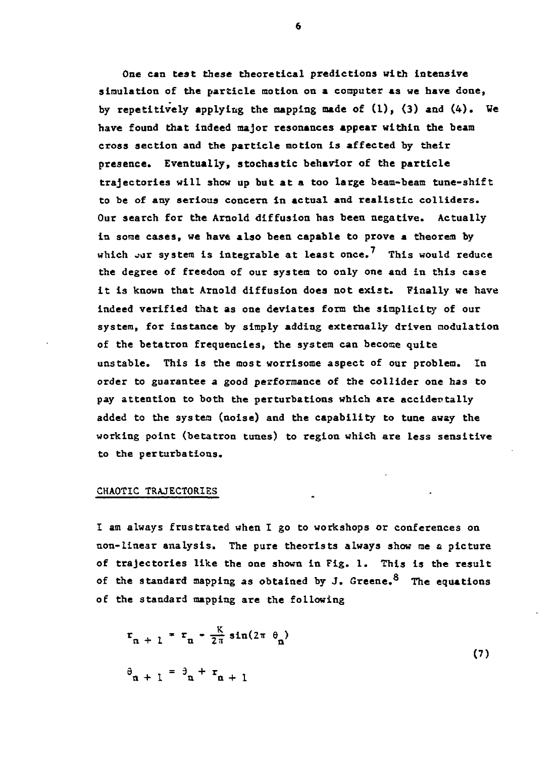One can test these theoretical predictions with intensive simulation of the particle motion on a computer as we have done, by repetitively applying the mapping made of (1), (3) and (4). We have found that indeed major resonances appear within the beam cross section and the particle motion is affected by their presence. Eventually, stochastic behavior of the particle trajectories will show up but at a too large beam-beam tune-shift to be of any serious concern in actual and realistic colliders. Our search for the Arnold diffusion has been negative. Actually in some cases, we have also been capable to prove a theorem by which our system is integrable at least once.[7] This would reduce the degree of freedom of our system to only one and in this case it is known that Arnold diffusion does not exist. Finally we have indeed verified that as one deviates form the simplicity of our system, for instance by simply adding externally driven modulation of the betatron frequencies, the system can become quite unstable. This is the most worrisome aspect of our problem. In order to guarantee a good performance of the collider one has to pay attention to both the perturbations which are accidentally added to the system (noise) and the capability to tune away the working point (betatron tunes) to region which are less sensitive to the perturbations.

## CHAOTIC TRAJECTORIES

I am always frustrated when I go to workshops or conferences on non-linear analysis. The pure theorists always show me a picture of trajectories like the one shown in Fig. 1. This is the result of the standard mapping as obtained by J. Greene.[8] The equations of the standard mapping are the following

$$
\begin{aligned}
r_{n+1} &= r_n - \frac{K}{2\pi}\sin(2\pi\ \theta_n) \\
\theta_{n+1} &= \theta_n + r_{n+1}
\end{aligned}
\tag{7}
$$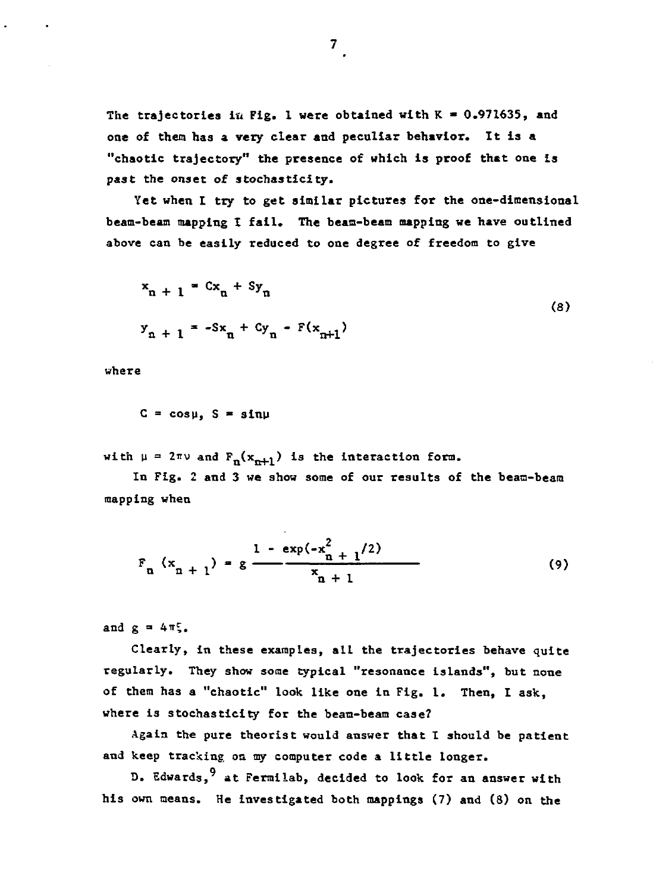The trajectories in Fig. 1 were obtained with $K = 0.971635$, and one of them has a very clear and peculiar behavior. It is a "chaotic trajectory" the presence of which is proof that one is past the onset of stochasticity.

Yet when I try to get similar pictures for the one-dimensional beam-beam mapping I fail. The beam-beam mapping we have outlined above can be easily reduced to one degree of freedom to give

$$
\begin{aligned}
x_{n+1} &= Cx_n + Sy_n \\
y_{n+1} &= -Sx_n + Cy_n - F(x_{n+1})
\end{aligned}
\tag{8}
$$

where

$$C = \cos\mu, \; S = \sin\mu$$

with $\mu = 2\pi\nu$ and $F_n(x_{n+1})$ is the interaction form.

In Fig. 2 and 3 we show some of our results of the beam-beam mapping when

$$F_n(x_{n+1}) = g \, \frac{1 - \exp(-x_{n+1}^2/2)}{x_{n+1}} \tag{9}$$

and $g = 4\pi\xi$.

Clearly, in these examples, all the trajectories behave quite regularly. They show some typical "resonance islands", but none of them has a "chaotic" look like one in Fig. 1. Then, I ask, where is stochasticity for the beam-beam case?

Again the pure theorist would answer that I should be patient and keep tracking on my computer code a little longer.

D. Edwards,[9] at Fermilab, decided to look for an answer with his own means. He investigated both mappings (7) and (8) on the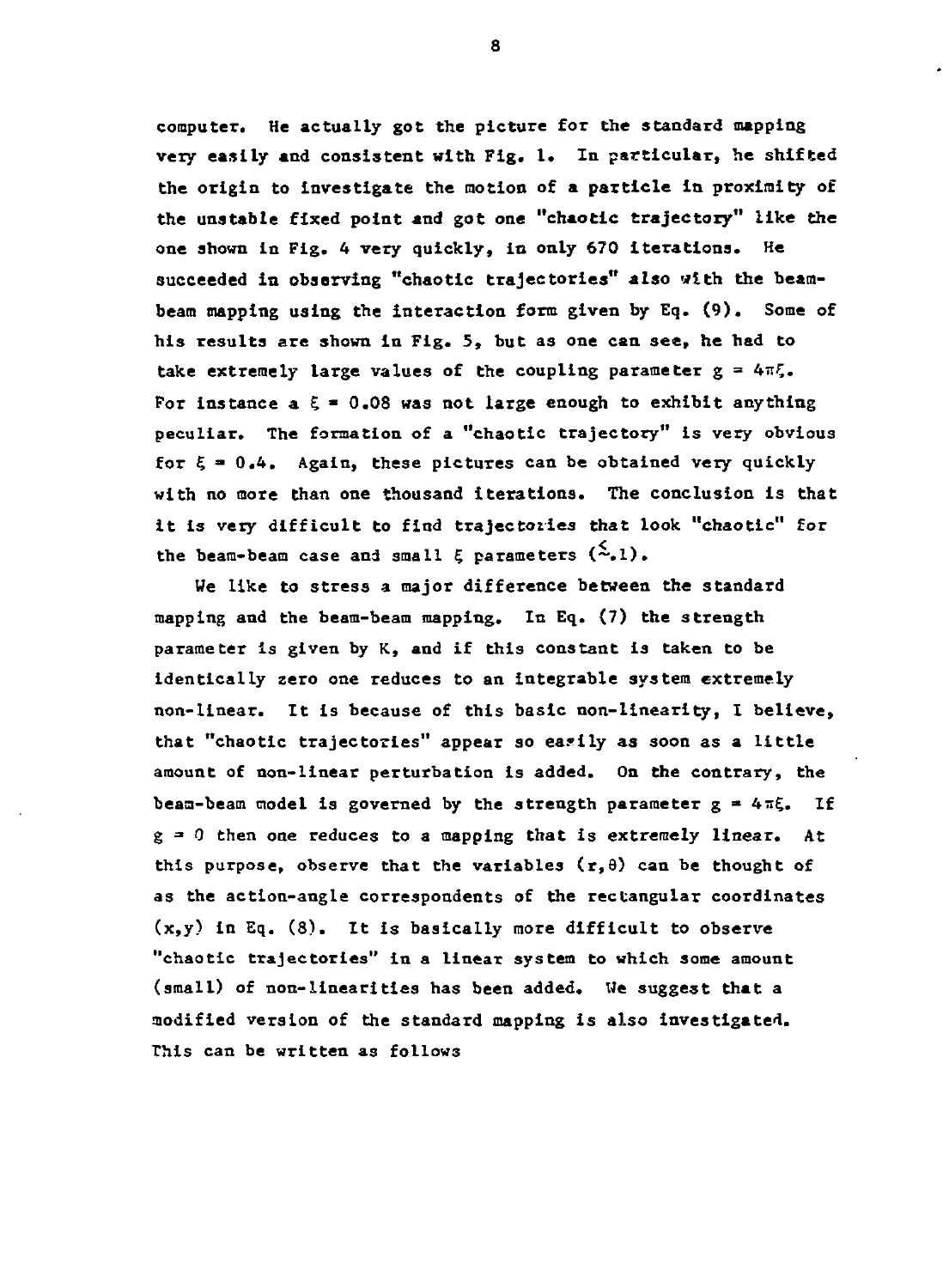computer. He actually got the picture for the standard mapping very easily and consistent with Fig. 1. In particular, he shifted the origin to investigate the motion of a particle in proximity of the unstable fixed point and got one "chaotic trajectory" like the one shown in Fig. 4 very quickly, in only 670 iterations. He succeeded in observing "chaotic trajectories" also with the beam-beam mapping using the interaction form given by Eq. (9). Some of his results are shown in Fig. 5, but as one can see, he had to take extremely large values of the coupling parameter $g = 4\pi\xi$. For instance a $\xi = 0.08$ was not large enough to exhibit anything peculiar. The formation of a "chaotic trajectory" is very obvious for $\xi = 0.4$. Again, these pictures can be obtained very quickly with no more than one thousand iterations. The conclusion is that it is very difficult to find trajectories that look "chaotic" for the beam-beam case and small $\xi$ parameters ($\lesssim .1$).

We like to stress a major difference between the standard mapping and the beam-beam mapping. In Eq. (7) the strength parameter is given by K, and if this constant is taken to be identically zero one reduces to an integrable system extremely non-linear. It is because of this basic non-linearity, I believe, that "chaotic trajectories" appear so easily as soon as a little amount of non-linear perturbation is added. On the contrary, the beam-beam model is governed by the strength parameter $g = 4\pi\xi$. If $g = 0$ then one reduces to a mapping that is extremely linear. At this purpose, observe that the variables $(r,\theta)$ can be thought of as the action-angle correspondents of the rectangular coordinates $(x,y)$ in Eq. (8). It is basically more difficult to observe "chaotic trajectories" in a linear system to which some amount (small) of non-linearities has been added. We suggest that a modified version of the standard mapping is also investigated. This can be written as follows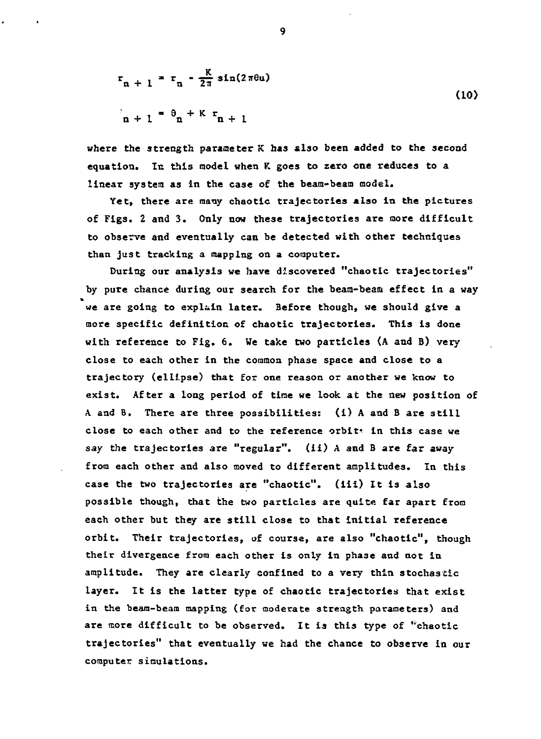$$
\begin{aligned}
r_{n+1} &= r_n - \frac{K}{2\pi}\sin(2\pi\theta u) \\
\theta_{n+1} &= \theta_n + K\, r_{n+1}
\end{aligned}
\tag{10}
$$

where the strength parameter K has also been added to the second equation. In this model when K goes to zero one reduces to a linear system as in the case of the beam-beam model.

Yet, there are many chaotic trajectories also in the pictures of Figs. 2 and 3. Only now these trajectories are more difficult to observe and eventually can be detected with other techniques than just tracking a mapping on a computer.

During our analysis we have discovered "chaotic trajectories" by pure chance during our search for the beam-beam effect in a way we are going to explain later. Before though, we should give a more specific definition of chaotic trajectories. This is done with reference to Fig. 6. We take two particles (A and B) very close to each other in the common phase space and close to a trajectory (ellipse) that for one reason or another we know to exist. After a long period of time we look at the new position of A and B. There are three possibilities: (i) A and B are still close to each other and to the reference orbit: in this case we say the trajectories are "regular". (ii) A and B are far away from each other and also moved to different amplitudes. In this case the two trajectories are "chaotic". (iii) It is also possible though, that the two particles are quite far apart from each other but they are still close to that initial reference orbit. Their trajectories, of course, are also "chaotic", though their divergence from each other is only in phase and not in amplitude. They are clearly confined to a very thin stochastic layer. It is the latter type of chaotic trajectories that exist in the beam-beam mapping (for moderate strength parameters) and are more difficult to be observed. It is this type of "chaotic trajectories" that eventually we had the chance to observe in our computer simulations.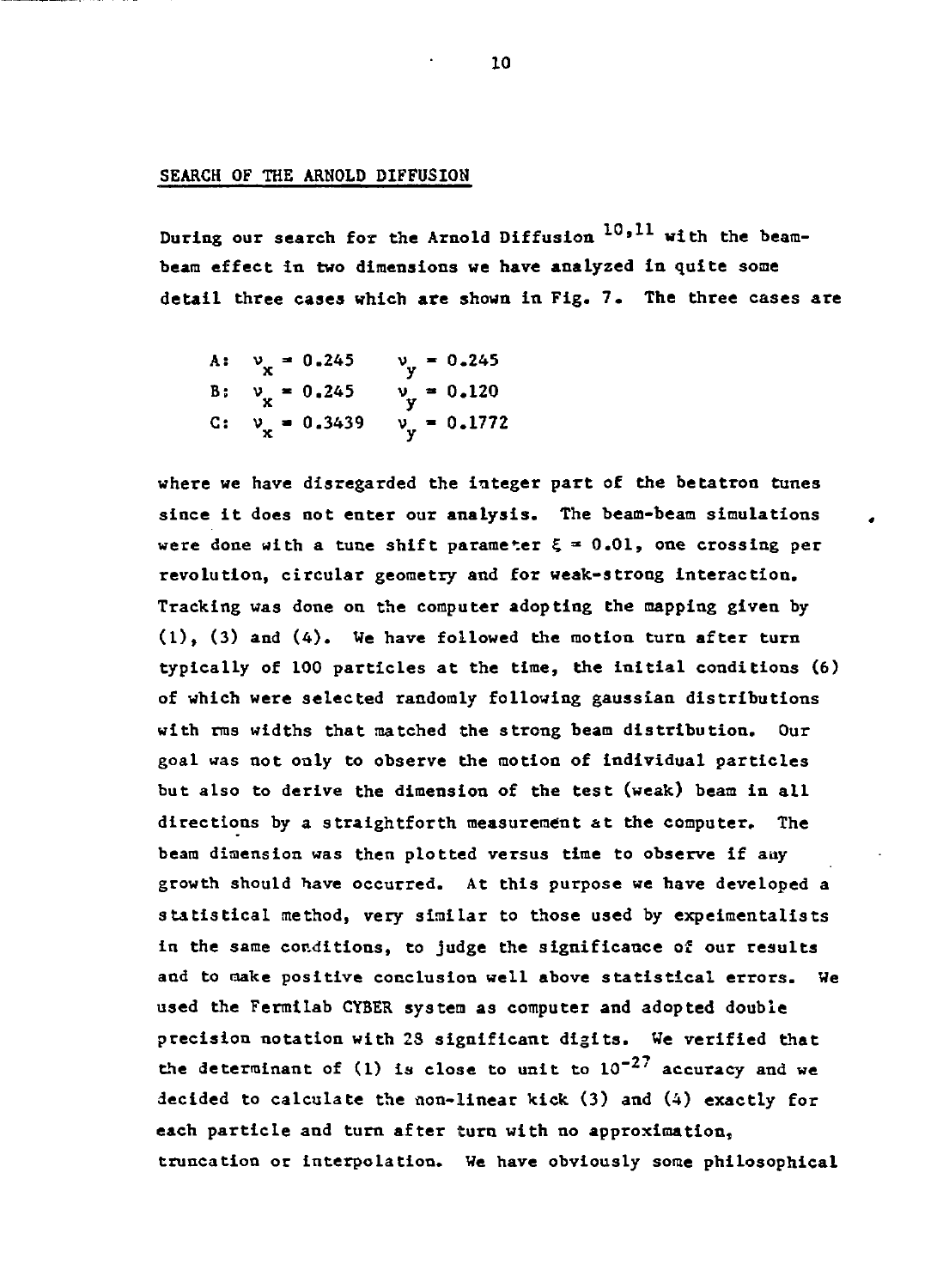## SEARCH OF THE ARNOLD DIFFUSION

During our search for the Arnold Diffusion [10,11] with the beam-beam effect in two dimensions we have analyzed in quite some detail three cases which are shown in Fig. 7. The three cases are

A: $\nu_x = 0.245 \qquad \nu_y = 0.245$

B: $\nu_x = 0.245 \qquad \nu_y = 0.120$

C: $\nu_x = 0.3439 \qquad \nu_y = 0.1772$

where we have disregarded the integer part of the betatron tunes since it does not enter our analysis. The beam-beam simulations were done with a tune shift parameter $\xi = 0.01$, one crossing per revolution, circular geometry and for weak-strong interaction. Tracking was done on the computer adopting the mapping given by (1), (3) and (4). We have followed the motion turn after turn typically of 100 particles at the time, the initial conditions (6) of which were selected randomly following gaussian distributions with rms widths that matched the strong beam distribution. Our goal was not only to observe the motion of individual particles but also to derive the dimension of the test (weak) beam in all directions by a straightforth measurement at the computer. The beam dimension was then plotted versus time to observe if any growth should have occurred. At this purpose we have developed a statistical method, very similar to those used by expeimentalists in the same conditions, to judge the significance of our results and to make positive conclusion well above statistical errors. We used the Fermilab CYBER system as computer and adopted double precision notation with 28 significant digits. We verified that the determinant of (1) is close to unit to $10^{-27}$ accuracy and we decided to calculate the non-linear kick (3) and (4) exactly for each particle and turn after turn with no approximation, truncation or interpolation. We have obviously some philosophical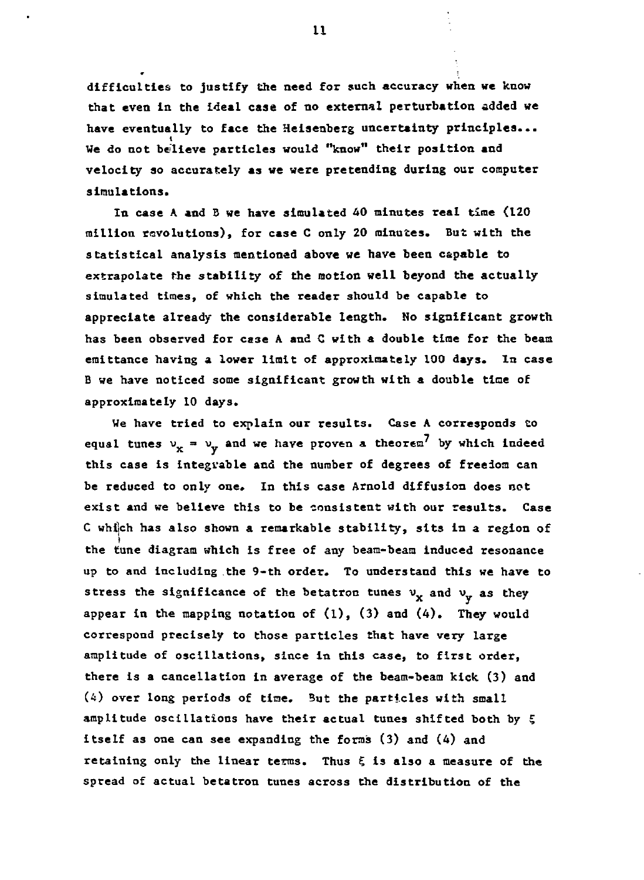difficulties to justify the need for such accuracy when we know that even in the ideal case of no external perturbation added we have eventually to face the Heisenberg uncertainty principles... We do not believe particles would "know" their position and velocity so accurately as we were pretending during our computer simulations.

In case A and B we have simulated 40 minutes real time (120 million revolutions), for case C only 20 minutes. But with the statistical analysis mentioned above we have been capable to extrapolate the stability of the motion well beyond the actually simulated times, of which the reader should be capable to appreciate already the considerable length. No significant growth has been observed for case A and C with a double time for the beam emittance having a lower limit of approximately 100 days. In case B we have noticed some significant growth with a double time of approximately 10 days.

We have tried to explain our results. Case A corresponds to equal tunes $\nu_x = \nu_y$ and we have proven a theorem[7] by which indeed this case is integrable and the number of degrees of freedom can be reduced to only one. In this case Arnold diffusion does not exist and we believe this to be consistent with our results. Case C which has also shown a remarkable stability, sits in a region of the tune diagram which is free of any beam-beam induced resonance up to and including the 9-th order. To understand this we have to stress the significance of the betatron tunes $\nu_x$ and $\nu_y$ as they appear in the mapping notation of (1), (3) and (4). They would correspond precisely to those particles that have very large amplitude of oscillations, since in this case, to first order, there is a cancellation in average of the beam-beam kick (3) and (4) over long periods of time. But the particles with small amplitude oscillations have their actual tunes shifted both by $\xi$ itself as one can see expanding the forms (3) and (4) and retaining only the linear terms. Thus $\xi$ is also a measure of the spread of actual betatron tunes across the distribution of the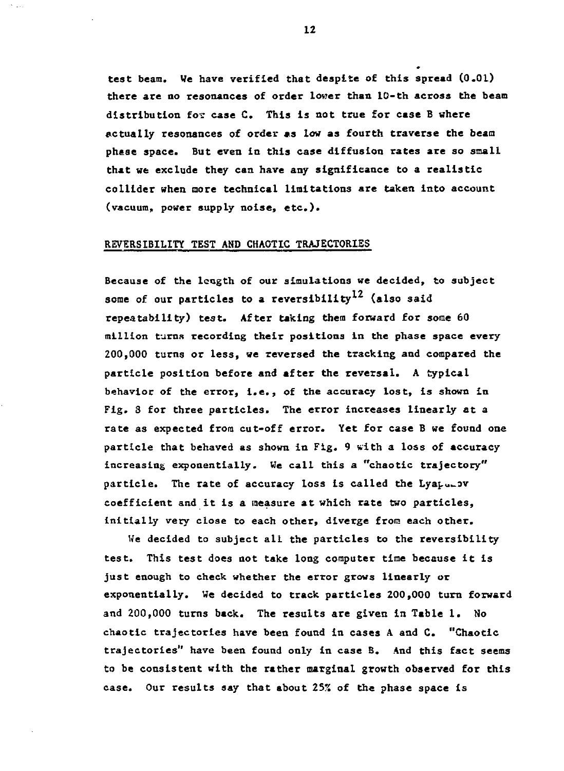test beam. We have verified that despite of this spread (0.01) there are no resonances of order lower than 10-th across the beam distribution for case C. This is not true for case B where actually resonances of order as low as fourth traverse the beam phase space. But even in this case diffusion rates are so small that we exclude they can have any significance to a realistic collider when more technical limitations are taken into account (vacuum, power supply noise, etc.).

## REVERSIBILITY TEST AND CHAOTIC TRAJECTORIES

Because of the length of our simulations we decided, to subject some of our particles to a reversibility[12] (also said repeatability) test. After taking them forward for some 60 million turns recording their positions in the phase space every 200,000 turns or less, we reversed the tracking and compared the particle position before and after the reversal. A typical behavior of the error, i.e., of the accuracy lost, is shown in Fig. 8 for three particles. The error increases linearly at a rate as expected from cut-off error. Yet for case B we found one particle that behaved as shown in Fig. 9 with a loss of accuracy increasing exponentially. We call this a "chaotic trajectory" particle. The rate of accuracy loss is called the Lyapunov coefficient and it is a measure at which rate two particles, initially very close to each other, diverge from each other.

We decided to subject all the particles to the reversibility test. This test does not take long computer time because it is just enough to check whether the error grows linearly or exponentially. We decided to track particles 200,000 turn forward and 200,000 turns back. The results are given in Table 1. No chaotic trajectories have been found in cases A and C. "Chaotic trajectories" have been found only in case B. And this fact seems to be consistent with the rather marginal growth observed for this case. Our results say that about 25% of the phase space is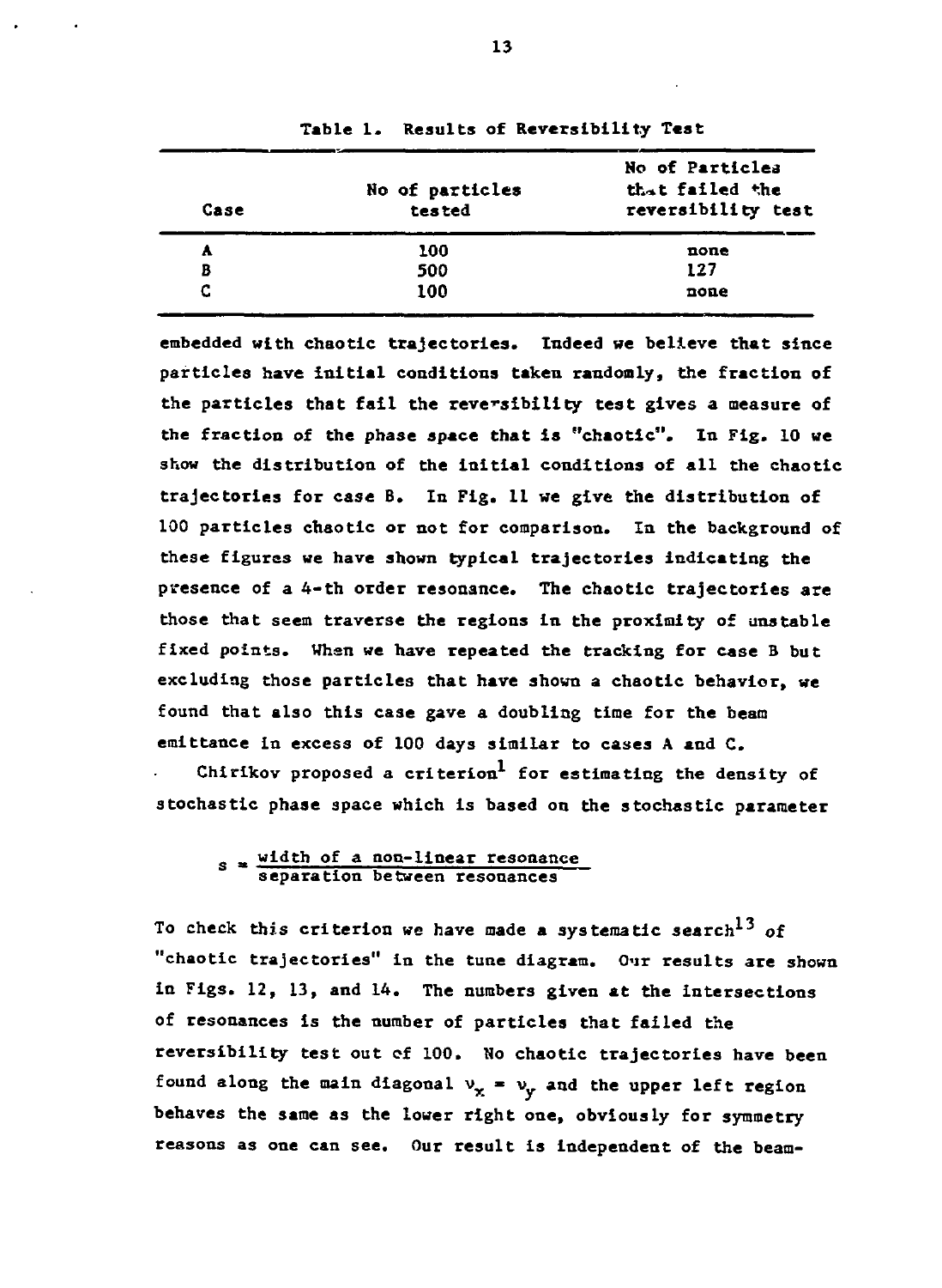Table 1. Results of Reversibility Test

| Case | No of particles tested | No of Particles that failed the reversibility test |
|---|---|---|
| A | 100 | none |
| B | 500 | 127 |
| C | 100 | none |

embedded with chaotic trajectories. Indeed we believe that since particles have initial conditions taken randomly, the fraction of the particles that fail the reversibility test gives a measure of the fraction of the phase space that is "chaotic". In Fig. 10 we show the distribution of the initial conditions of all the chaotic trajectories for case B. In Fig. 11 we give the distribution of 100 particles chaotic or not for comparison. In the background of these figures we have shown typical trajectories indicating the presence of a 4-th order resonance. The chaotic trajectories are those that seem traverse the regions in the proximity of unstable fixed points. When we have repeated the tracking for case B but excluding those particles that have shown a chaotic behavior, we found that also this case gave a doubling time for the beam emittance in excess of 100 days similar to cases A and C.

Chirikov proposed a criterion[1] for estimating the density of stochastic phase space which is based on the stochastic parameter

$$s = \frac{\text{width of a non-linear resonance}}{\text{separation between resonances}}$$

To check this criterion we have made a systematic search[13] of "chaotic trajectories" in the tune diagram. Our results are shown in Figs. 12, 13, and 14. The numbers given at the intersections of resonances is the number of particles that failed the reversibility test out of 100. No chaotic trajectories have been found along the main diagonal $\nu_x = \nu_y$ and the upper left region behaves the same as the lower right one, obviously for symmetry reasons as one can see. Our result is independent of the beam-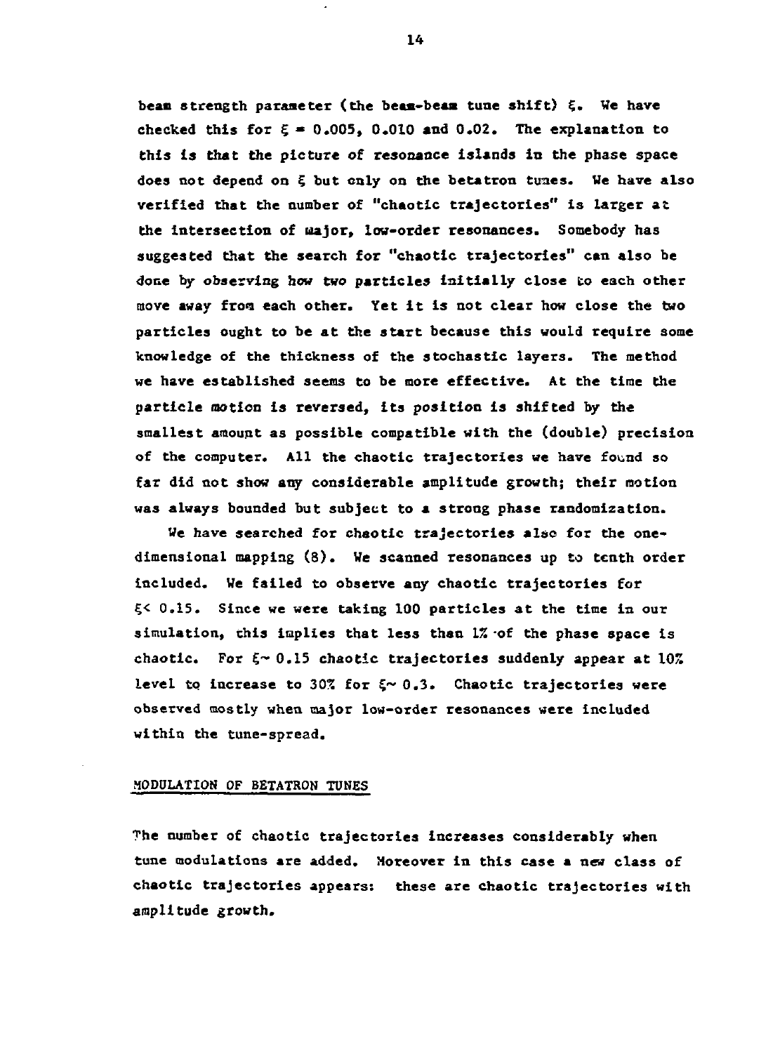beam strength parameter (the beam-beam tune shift) $\xi$. We have checked this for $\xi = 0.005$, 0.010 and 0.02. The explanation to this is that the picture of resonance islands in the phase space does not depend on $\xi$ but only on the betatron tunes. We have also verified that the number of "chaotic trajectories" is larger at the intersection of major, low-order resonances. Somebody has suggested that the search for "chaotic trajectories" can also be done by observing how two particles initially close to each other move away from each other. Yet it is not clear how close the two particles ought to be at the start because this would require some knowledge of the thickness of the stochastic layers. The method we have established seems to be more effective. At the time the particle motion is reversed, its position is shifted by the smallest amount as possible compatible with the (double) precision of the computer. All the chaotic trajectories we have found so far did not show any considerable amplitude growth; their motion was always bounded but subject to a strong phase randomization.

We have searched for chaotic trajectories also for the one-dimensional mapping (8). We scanned resonances up to tenth order included. We failed to observe any chaotic trajectories for $\xi < 0.15$. Since we were taking 100 particles at the time in our simulation, this implies that less than 1% of the phase space is chaotic. For $\xi \sim 0.15$ chaotic trajectories suddenly appear at 10% level to increase to 30% for $\xi \sim 0.3$. Chaotic trajectories were observed mostly when major low-order resonances were included within the tune-spread.

## MODULATION OF BETATRON TUNES

The number of chaotic trajectories increases considerably when tune modulations are added. Moreover in this case a new class of chaotic trajectories appears: these are chaotic trajectories with amplitude growth.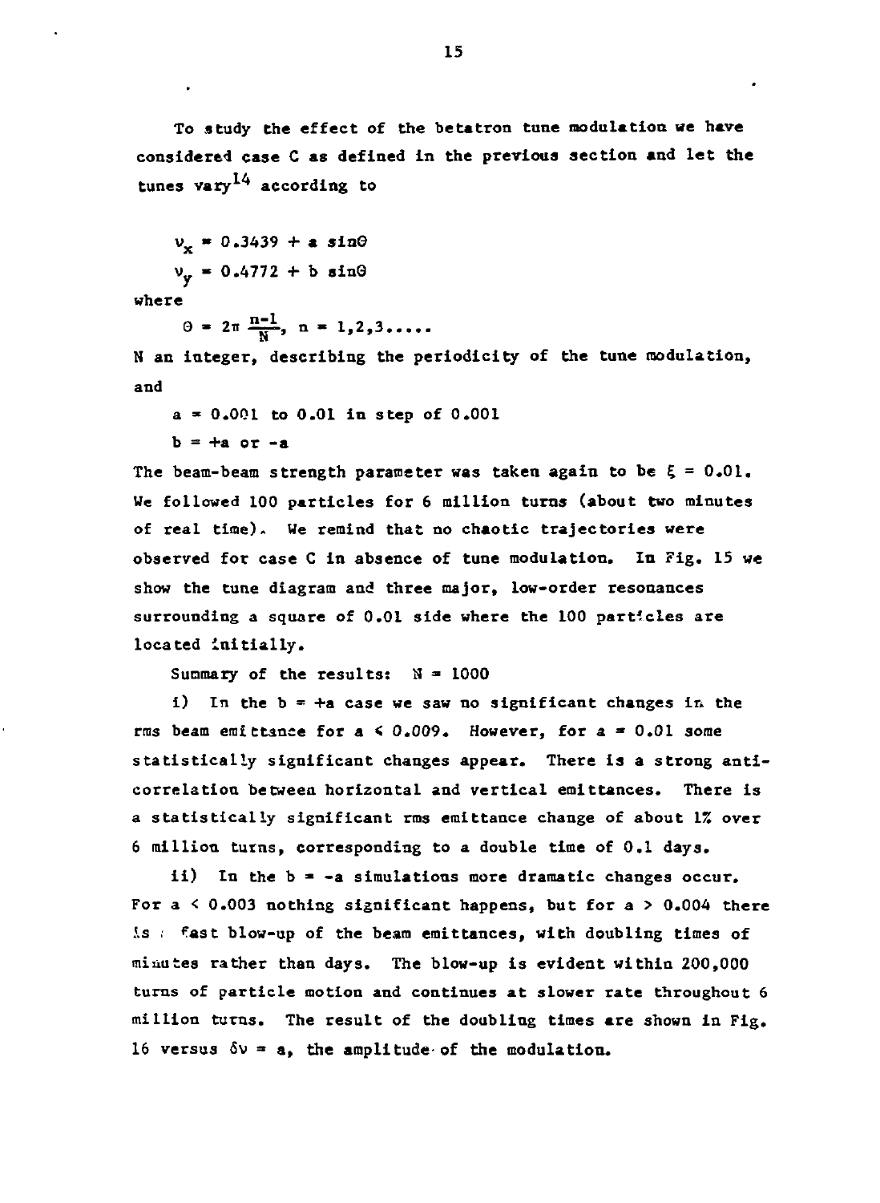To study the effect of the betatron tune modulation we have considered case C as defined in the previous section and let the tunes vary[14] according to

$$\nu_x = 0.3439 + a \sin\Theta$$

$$\nu_y = 0.4772 + b \sin\Theta$$

where

$$\Theta = 2\pi \frac{n-1}{N}, \; n = 1,2,3.....$$

N an integer, describing the periodicity of the tune modulation, and

$a$ = 0.001 to 0.01 in step of 0.001

$b = +a$ or $-a$

The beam-beam strength parameter was taken again to be $\xi = 0.01$. We followed 100 particles for 6 million turns (about two minutes of real time). We remind that no chaotic trajectories were observed for case C in absence of tune modulation. In Fig. 15 we show the tune diagram and three major, low-order resonances surrounding a square of 0.01 side where the 100 particles are located initially.

Summary of the results: $N = 1000$

i) In the $b = +a$ case we saw no significant changes in the rms beam emittance for $a \leq 0.009$. However, for $a = 0.01$ some statistically significant changes appear. There is a strong anti-correlation between horizontal and vertical emittances. There is a statistically significant rms emittance change of about 1% over 6 million turns, corresponding to a double time of 0.1 days.

ii) In the $b = -a$ simulations more dramatic changes occur. For $a < 0.003$ nothing significant happens, but for $a > 0.004$ there is a fast blow-up of the beam emittances, with doubling times of minutes rather than days. The blow-up is evident within 200,000 turns of particle motion and continues at slower rate throughout 6 million turns. The result of the doubling times are shown in Fig. 16 versus $\delta\nu = a$, the amplitude of the modulation.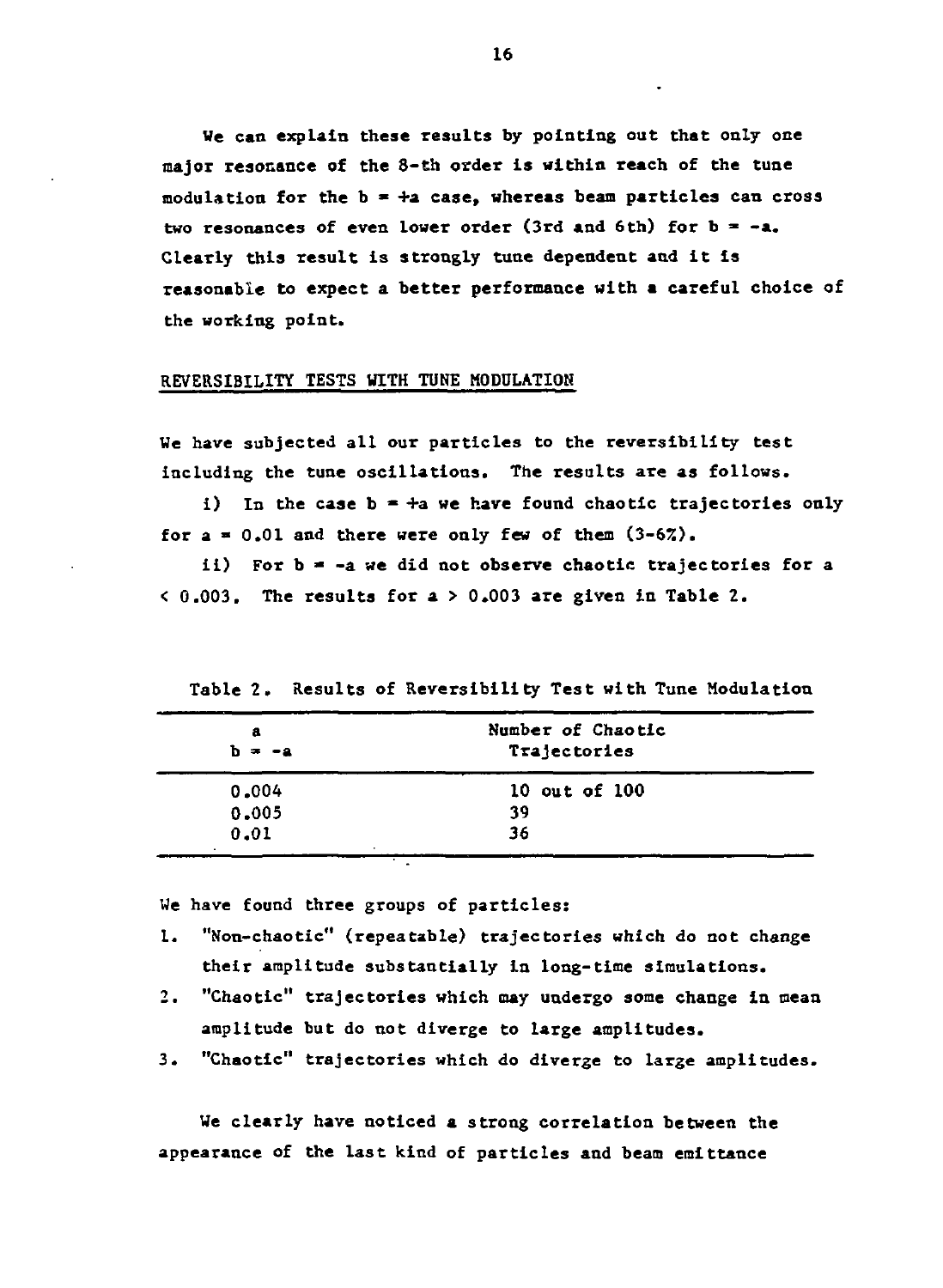We can explain these results by pointing out that only one major resonance of the 8-th order is within reach of the tune modulation for the $b = +a$ case, whereas beam particles can cross two resonances of even lower order (3rd and 6th) for $b = -a$. Clearly this result is strongly tune dependent and it is reasonable to expect a better performance with a careful choice of the working point.

## REVERSIBILITY TESTS WITH TUNE MODULATION

We have subjected all our particles to the reversibility test including the tune oscillations. The results are as follows.

i) In the case $b = +a$ we have found chaotic trajectories only for $a = 0.01$ and there were only few of them (3-6%).

ii) For $b = -a$ we did not observe chaotic trajectories for $a < 0.003$. The results for $a > 0.003$ are given in Table 2.

Table 2. Results of Reversibility Test with Tune Modulation

| $a$<br>$b = -a$ | Number of Chaotic Trajectories |
|---|---|
| 0.004 | 10 out of 100 |
| 0.005 | 39 |
| 0.01 | 36 |

We have found three groups of particles:

1. "Non-chaotic" (repeatable) trajectories which do not change their amplitude substantially in long-time simulations.
2. "Chaotic" trajectories which may undergo some change in mean amplitude but do not diverge to large amplitudes.
3. "Chaotic" trajectories which do diverge to large amplitudes.

We clearly have noticed a strong correlation between the appearance of the last kind of particles and beam emittance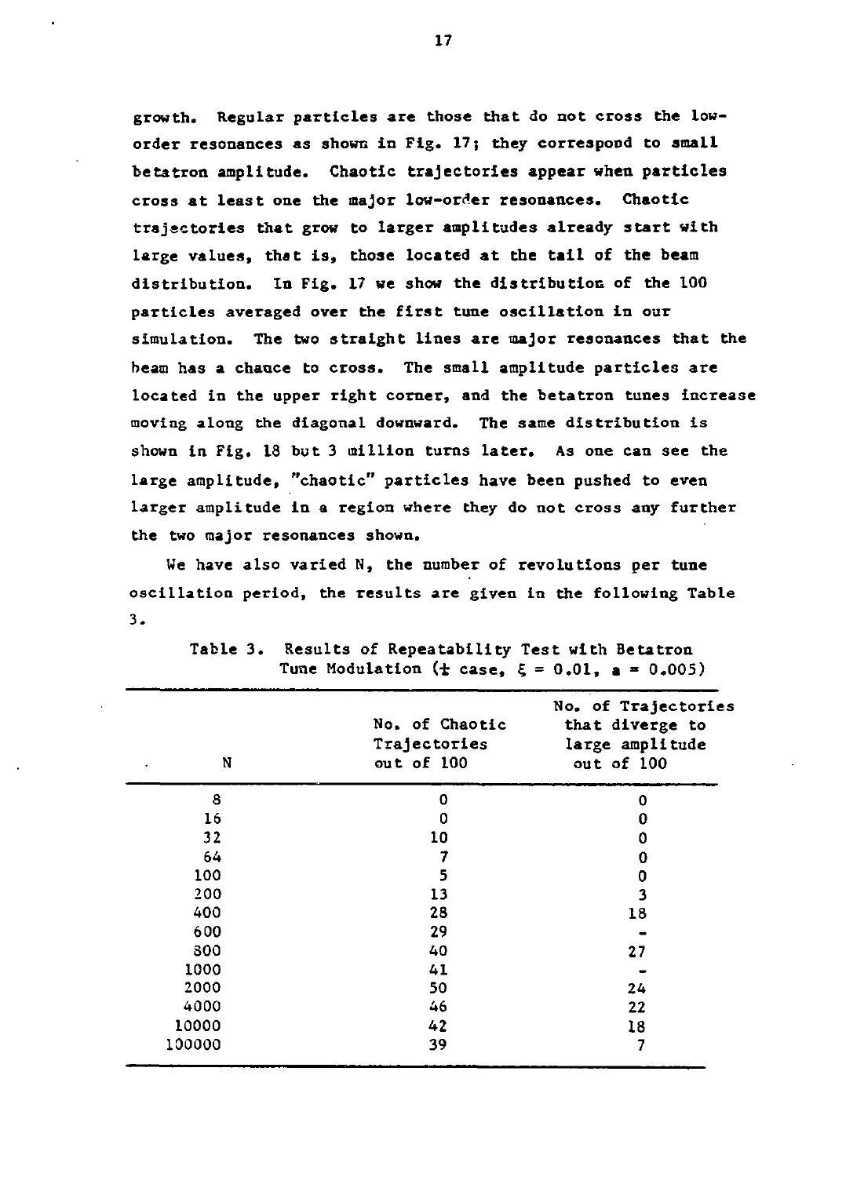growth. Regular particles are those that do not cross the low-order resonances as shown in Fig. 17; they correspond to small betatron amplitude. Chaotic trajectories appear when particles cross at least one the major low-order resonances. Chaotic trajectories that grow to larger amplitudes already start with large values, that is, those located at the tail of the beam distribution. In Fig. 17 we show the distribution of the 100 particles averaged over the first tune oscillation in our simulation. The two straight lines are major resonances that the beam has a chance to cross. The small amplitude particles are located in the upper right corner, and the betatron tunes increase moving along the diagonal downward. The same distribution is shown in Fig. 18 but 3 million turns later. As one can see the large amplitude, "chaotic" particles have been pushed to even larger amplitude in a region where they do not cross any further the two major resonances shown.

We have also varied N, the number of revolutions per tune oscillation period, the results are given in the following Table 3.

Table 3. Results of Repeatability Test with Betatron Tune Modulation (± case, $\xi = 0.01$, $a = 0.005$)

| N | No. of Chaotic Trajectories out of 100 | No. of Trajectories that diverge to large amplitude out of 100 |
|---|---|---|
| 8 | 0 | 0 |
| 16 | 0 | 0 |
| 32 | 10 | 0 |
| 64 | 7 | 0 |
| 100 | 5 | 0 |
| 200 | 13 | 3 |
| 400 | 28 | 18 |
| 600 | 29 | - |
| 800 | 40 | 27 |
| 1000 | 41 | - |
| 2000 | 50 | 24 |
| 4000 | 46 | 22 |
| 10000 | 42 | 18 |
| 100000 | 39 | 7 |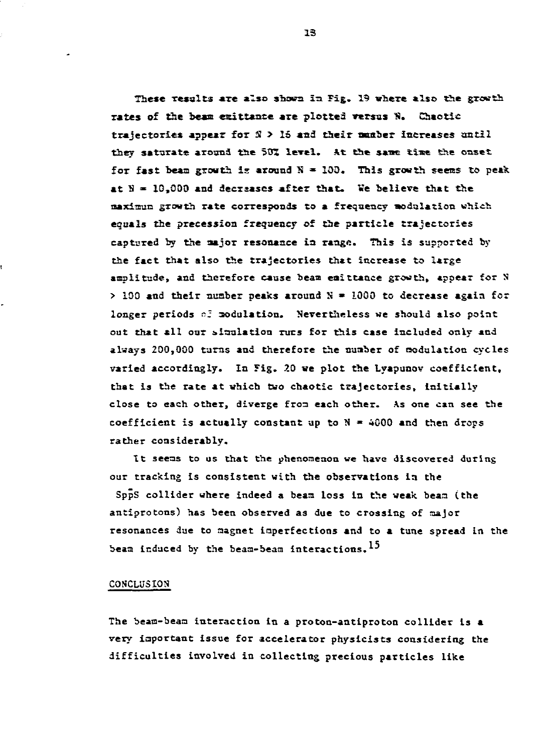These results are also shown in Fig. 19 where also the growth rates of the beam emittance are plotted versus N. Chaotic trajectories appear for $N > 16$ and their number increases until they saturate around the 50% level. At the same time the onset for fast beam growth is around $N = 100$. This growth seems to peak at $N = 10{,}000$ and decreases after that. We believe that the maximum growth rate corresponds to a frequency modulation which equals the precession frequency of the particle trajectories captured by the major resonance in range. This is supported by the fact that also the trajectories that increase to large amplitude, and therefore cause beam emittance growth, appear for $N > 100$ and their number peaks around $N = 1000$ to decrease again for longer periods of modulation. Nevertheless we should also point out that all our simulation runs for this case included only and always 200,000 turns and therefore the number of modulation cycles varied accordingly. In Fig. 20 we plot the Lyapunov coefficient, that is the rate at which two chaotic trajectories, initially close to each other, diverge from each other. As one can see the coefficient is actually constant up to $N = 4000$ and then drops rather considerably.

It seems to us that the phenomenon we have discovered during our tracking is consistent with the observations in the $Sp\bar{p}S$ collider where indeed a beam loss in the weak beam (the antiprotons) has been observed as due to crossing of major resonances due to magnet imperfections and to a tune spread in the beam induced by the beam-beam interactions.[15]

## CONCLUSION

The beam-beam interaction in a proton-antiproton collider is a very important issue for accelerator physicists considering the difficulties involved in collecting precious particles like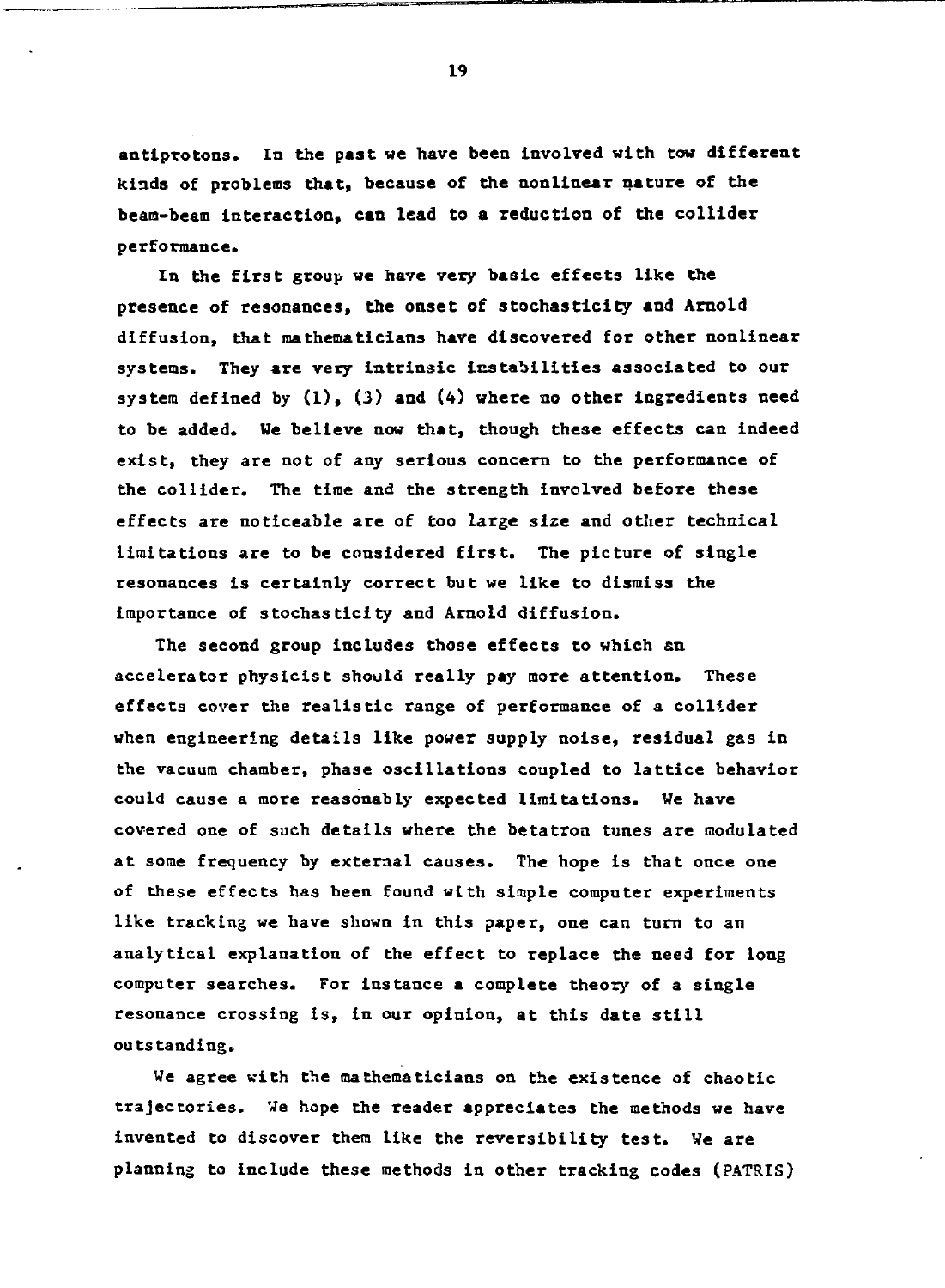antiprotons. In the past we have been involved with tow different kinds of problems that, because of the nonlinear nature of the beam-beam interaction, can lead to a reduction of the collider performance.

In the first group we have very basic effects like the presence of resonances, the onset of stochasticity and Arnold diffusion, that mathematicians have discovered for other nonlinear systems. They are very intrinsic instabilities associated to our system defined by (1), (3) and (4) where no other ingredients need to be added. We believe now that, though these effects can indeed exist, they are not of any serious concern to the performance of the collider. The time and the strength involved before these effects are noticeable are of too large size and other technical limitations are to be considered first. The picture of single resonances is certainly correct but we like to dismiss the importance of stochasticity and Arnold diffusion.

The second group includes those effects to which an accelerator physicist should really pay more attention. These effects cover the realistic range of performance of a collider when engineering details like power supply noise, residual gas in the vacuum chamber, phase oscillations coupled to lattice behavior could cause a more reasonably expected limitations. We have covered one of such details where the betatron tunes are modulated at some frequency by external causes. The hope is that once one of these effects has been found with simple computer experiments like tracking we have shown in this paper, one can turn to an analytical explanation of the effect to replace the need for long computer searches. For instance a complete theory of a single resonance crossing is, in our opinion, at this date still outstanding.

We agree with the mathematicians on the existence of chaotic trajectories. We hope the reader appreciates the methods we have invented to discover them like the reversibility test. We are planning to include these methods in other tracking codes (PATRIS)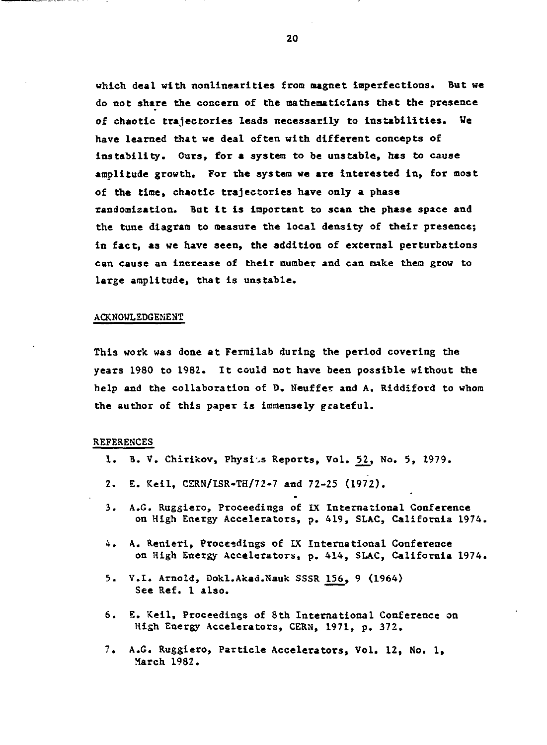which deal with nonlinearities from magnet imperfections. But we do not share the concern of the mathematicians that the presence of chaotic trajectories leads necessarily to instabilities. We have learned that we deal often with different concepts of instability. Ours, for a system to be unstable, has to cause amplitude growth. For the system we are interested in, for most of the time, chaotic trajectories have only a phase randomization. But it is important to scan the phase space and the tune diagram to measure the local density of their presence; in fact, as we have seen, the addition of external perturbations can cause an increase of their number and can make them grow to large amplitude, that is unstable.

## ACKNOWLEDGEMENT

This work was done at Fermilab during the period covering the years 1980 to 1982. It could not have been possible without the help and the collaboration of D. Neuffer and A. Riddiford to whom the author of this paper is immensely grateful.

## REFERENCES

1. B. V. Chirikov, Physics Reports, Vol. 52, No. 5, 1979.
2. E. Keil, CERN/ISR-TH/72-7 and 72-25 (1972).
3. A.G. Ruggiero, Proceedings of IX International Conference on High Energy Accelerators, p. 419, SLAC, California 1974.
4. A. Renieri, Proceedings of IX International Conference on High Energy Accelerators, p. 414, SLAC, California 1974.
5. V.I. Arnold, Dokl.Akad.Nauk SSSR 156, 9 (1964) See Ref. 1 also.
6. E. Keil, Proceedings of 8th International Conference on High Energy Accelerators, CERN, 1971, p. 372.
7. A.G. Ruggiero, Particle Accelerators, Vol. 12, No. 1, March 1982.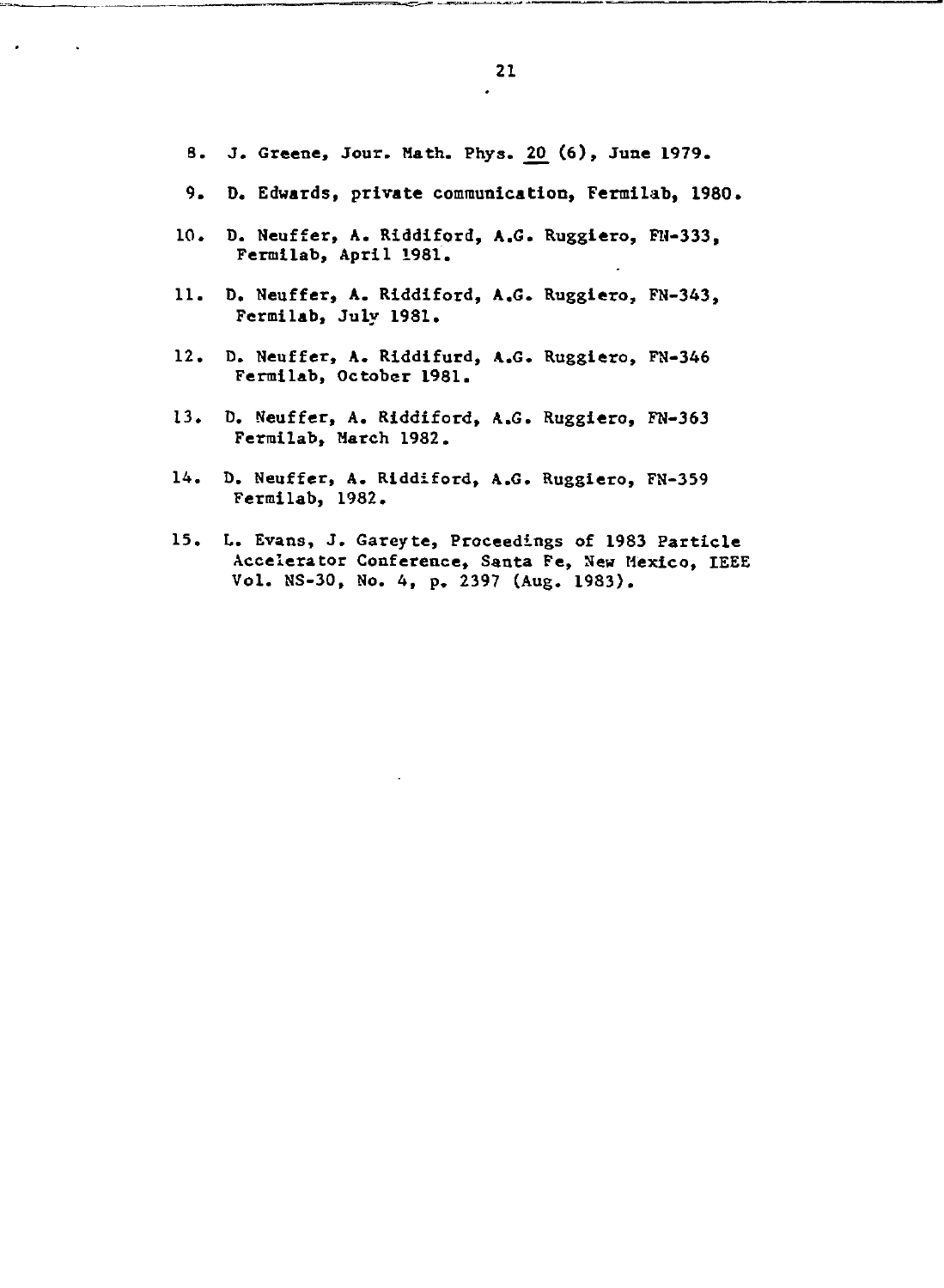8. J. Greene, Jour. Math. Phys. 20 (6), June 1979.

9. D. Edwards, private communication, Fermilab, 1980.

10. D. Neuffer, A. Riddiford, A.G. Ruggiero, FN-333, Fermilab, April 1981.

11. D. Neuffer, A. Riddiford, A.G. Ruggiero, FN-343, Fermilab, July 1981.

12. D. Neuffer, A. Riddifurd, A.G. Ruggiero, FN-346 Fermilab, October 1981.

13. D. Neuffer, A. Riddiford, A.G. Ruggiero, FN-363 Fermilab, March 1982.

14. D. Neuffer, A. Riddiford, A.G. Ruggiero, FN-359 Fermilab, 1982.

15. L. Evans, J. Gareyte, Proceedings of 1983 Particle Accelerator Conference, Santa Fe, New Mexico, IEEE Vol. NS-30, No. 4, p. 2397 (Aug. 1983).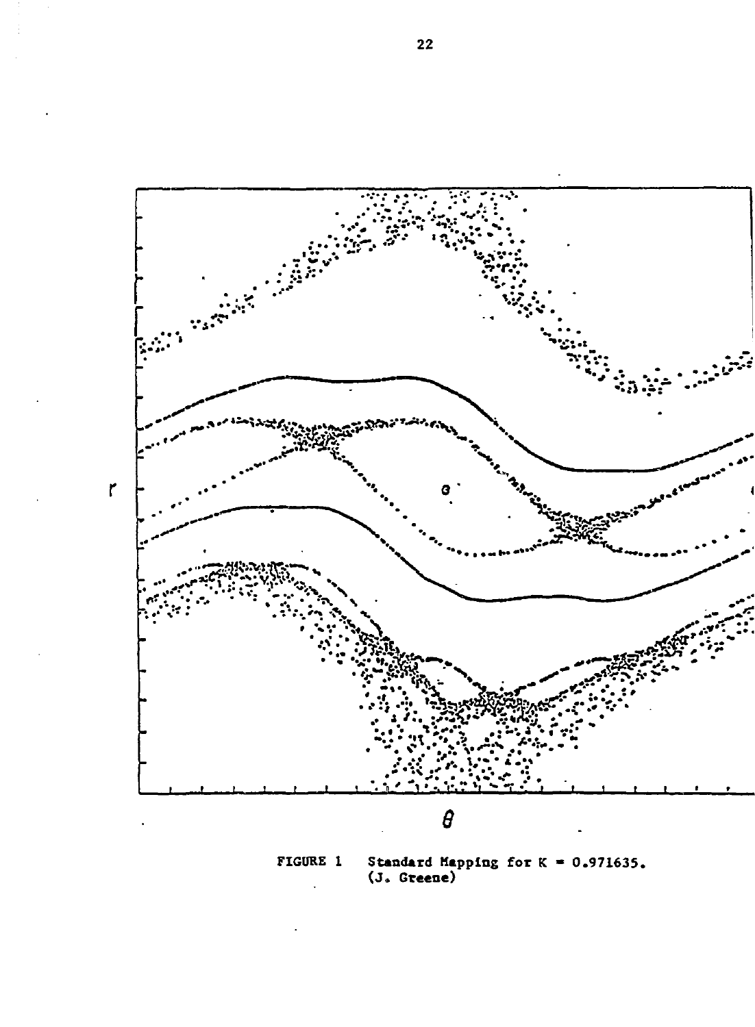FIGURE 1 Standard Mapping for K = 0.971635. (J. Greene)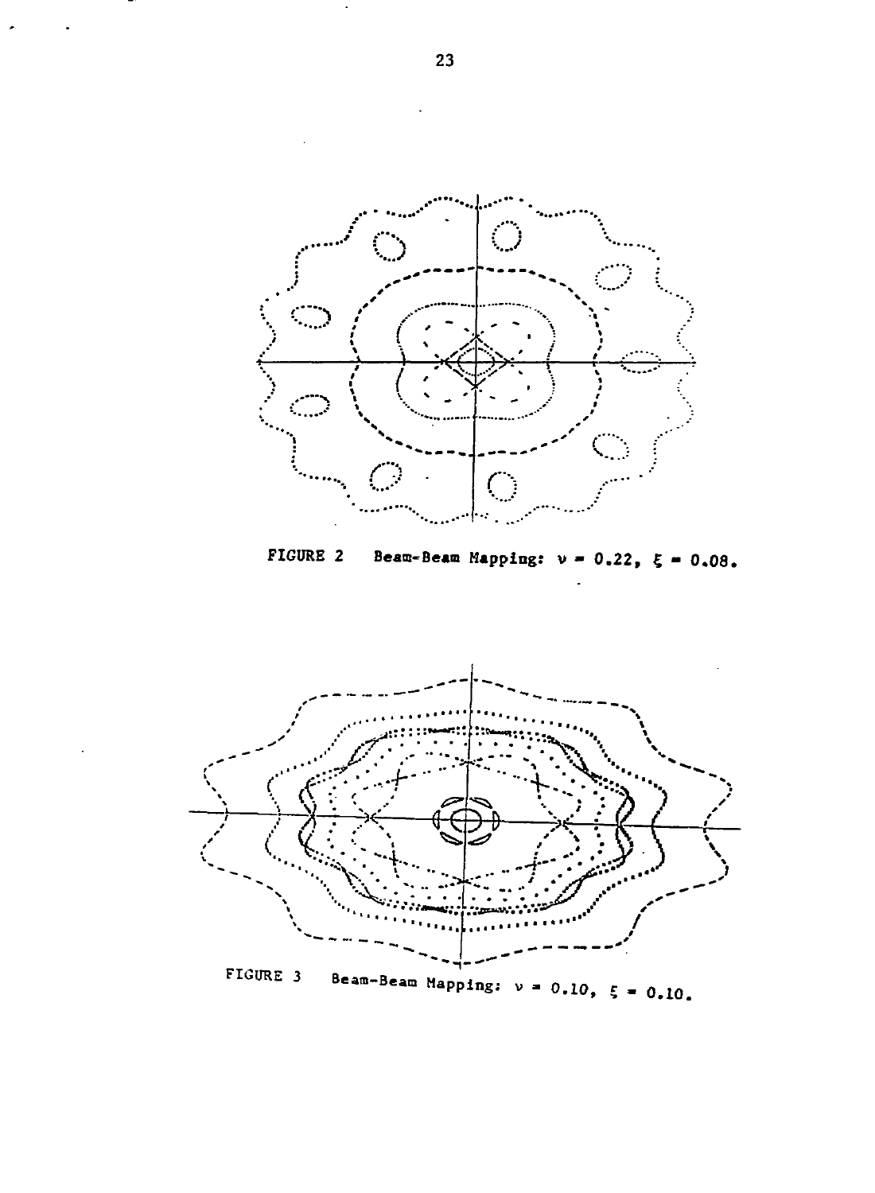FIGURE 2 Beam-Beam Mapping: $\nu = 0.22$, $\xi = 0.08$.

FIGURE 3 Beam-Beam Mapping: $\nu = 0.10$, $\xi = 0.10$.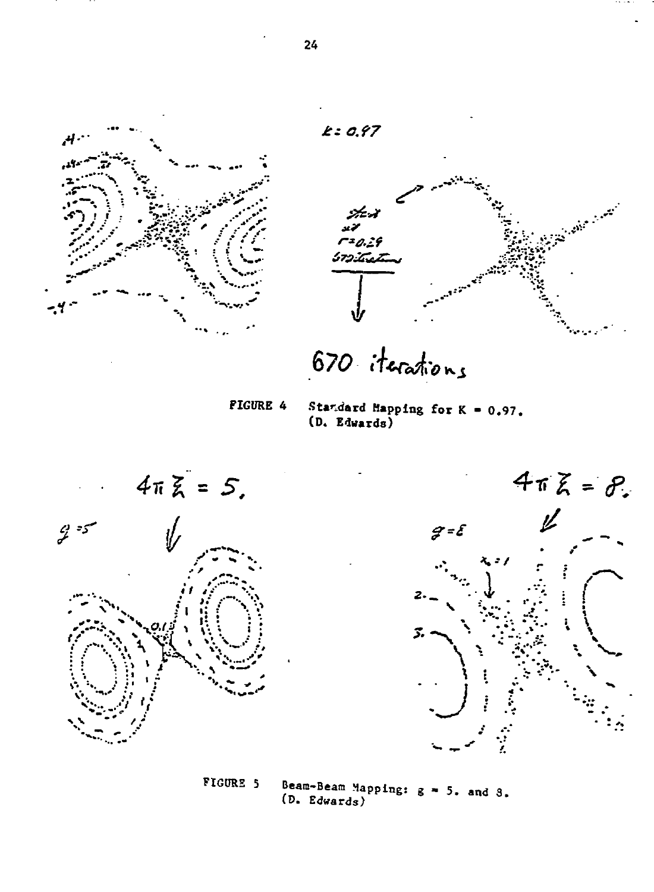FIGURE 4 Standard Mapping for K = 0.97. (D. Edwards)

FIGURE 5 Beam-Beam Mapping: g = 5. and 8. (D. Edwards)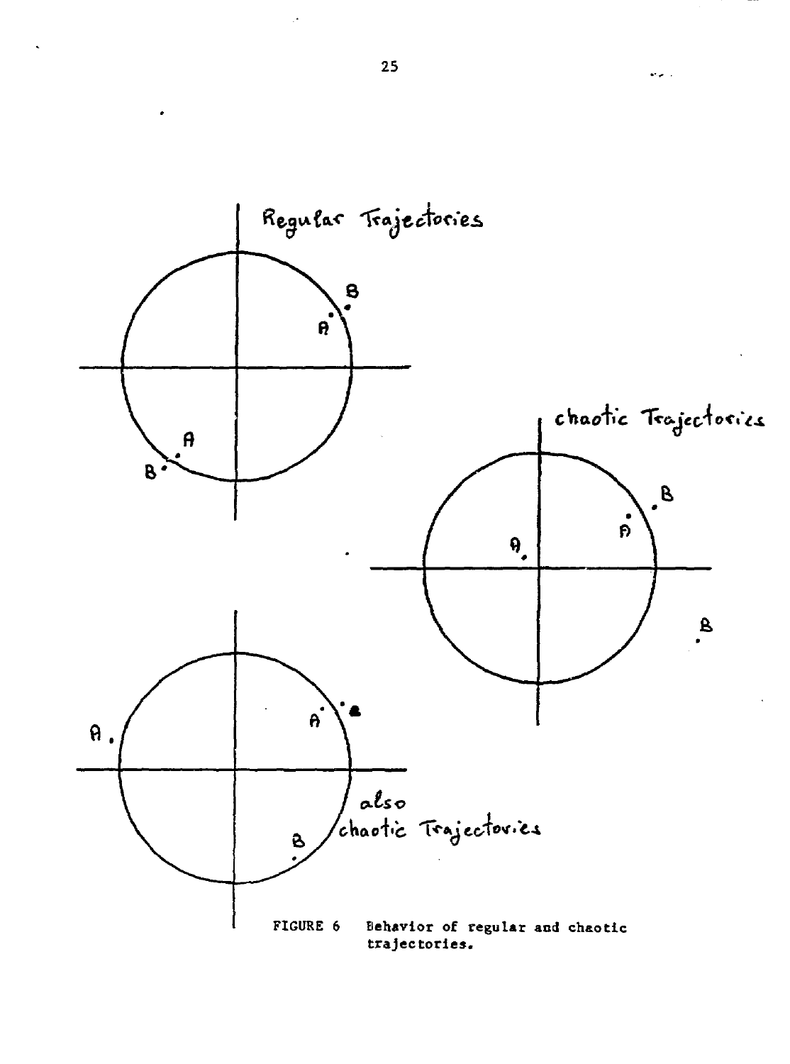Regular Trajectories

chaotic Trajectories

also chaotic Trajectories

FIGURE 6 Behavior of regular and chaotic trajectories.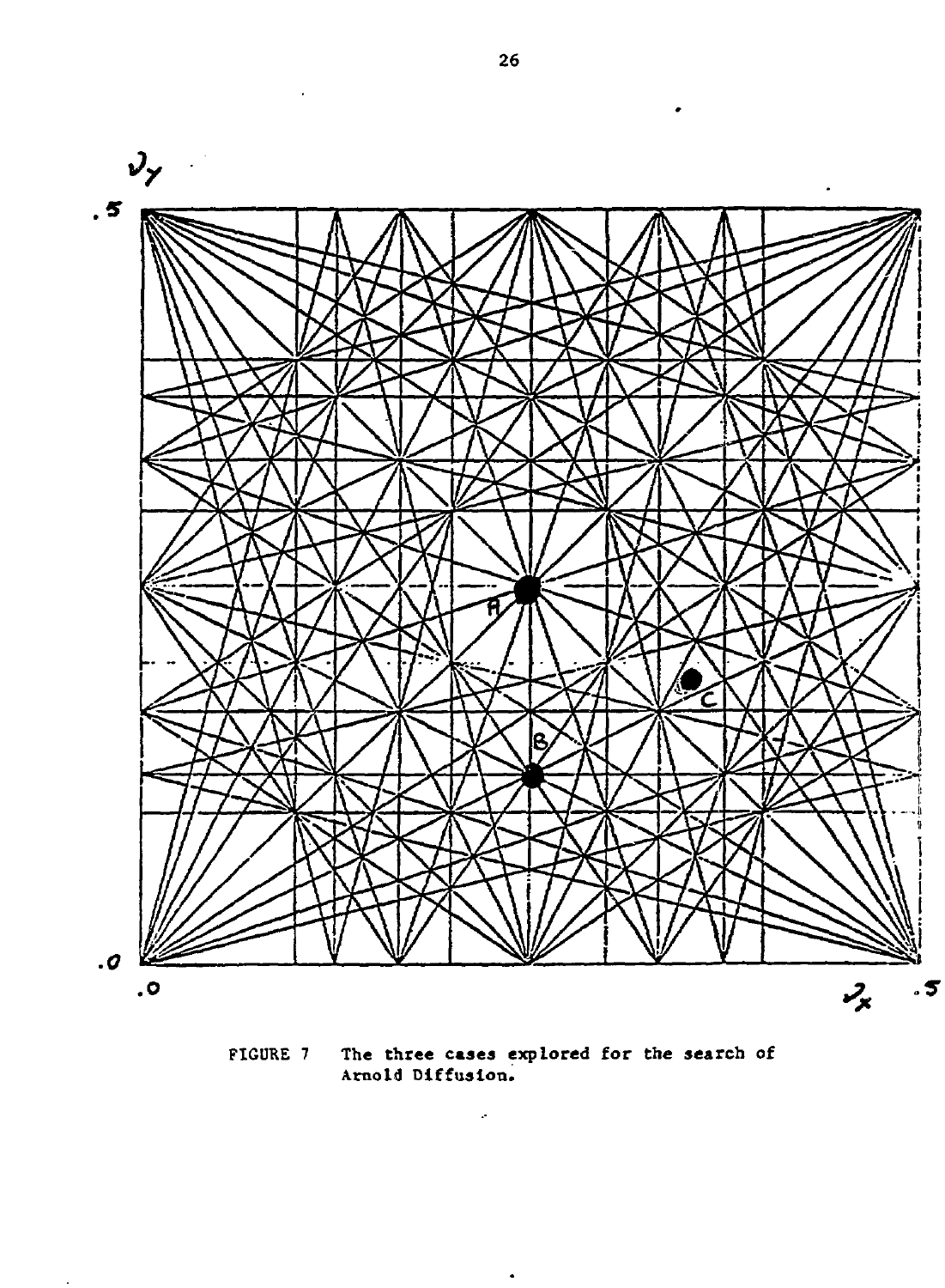FIGURE 7 The three cases explored for the search of Arnold Diffusion.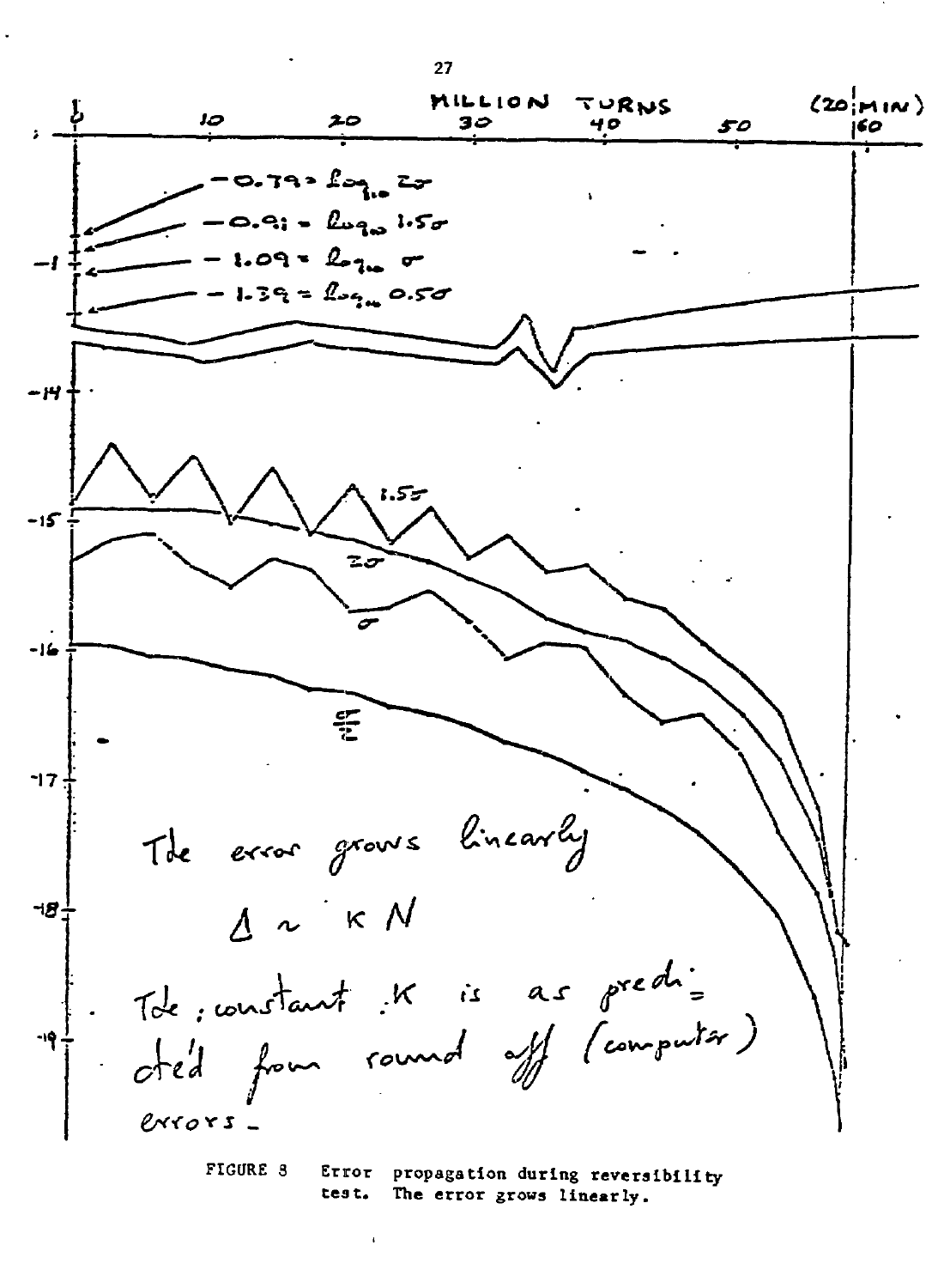MILLION TURNS (20 MIN)

$-0.79 = \log_{10} 2\sigma$

$-0.91 = \log_{10} 1.5\sigma$

$-1.09 = \log_{10} \sigma$

$-1.39 = \log_{10} 0.5\sigma$

The error grows linearly

$\Delta \sim K N$

The constant $K$ is as predicted from round off (computer) errors.

FIGURE 8 Error propagation during reversibility test. The error grows linearly.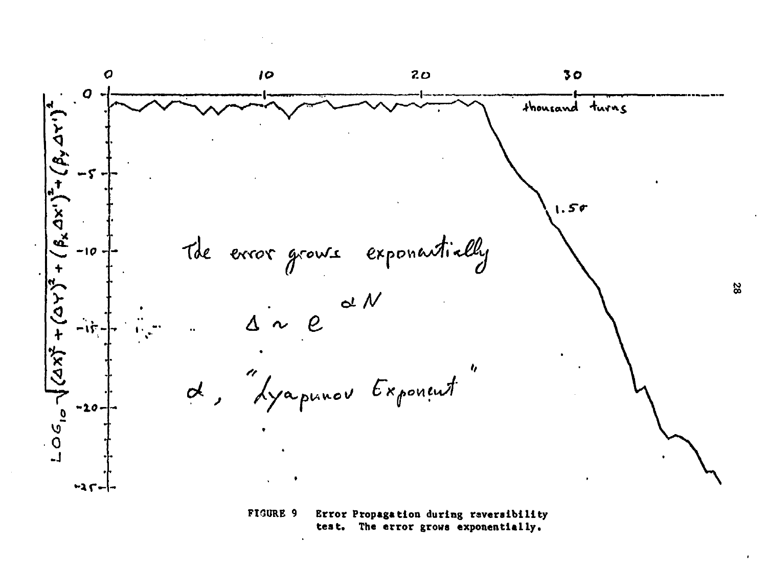The error grows exponentially

$$\Delta \sim e^{\alpha N}$$

$\alpha$, "Lyapunov Exponent"

FIGURE 9 Error Propagation during reversibility test. The error grows exponentially.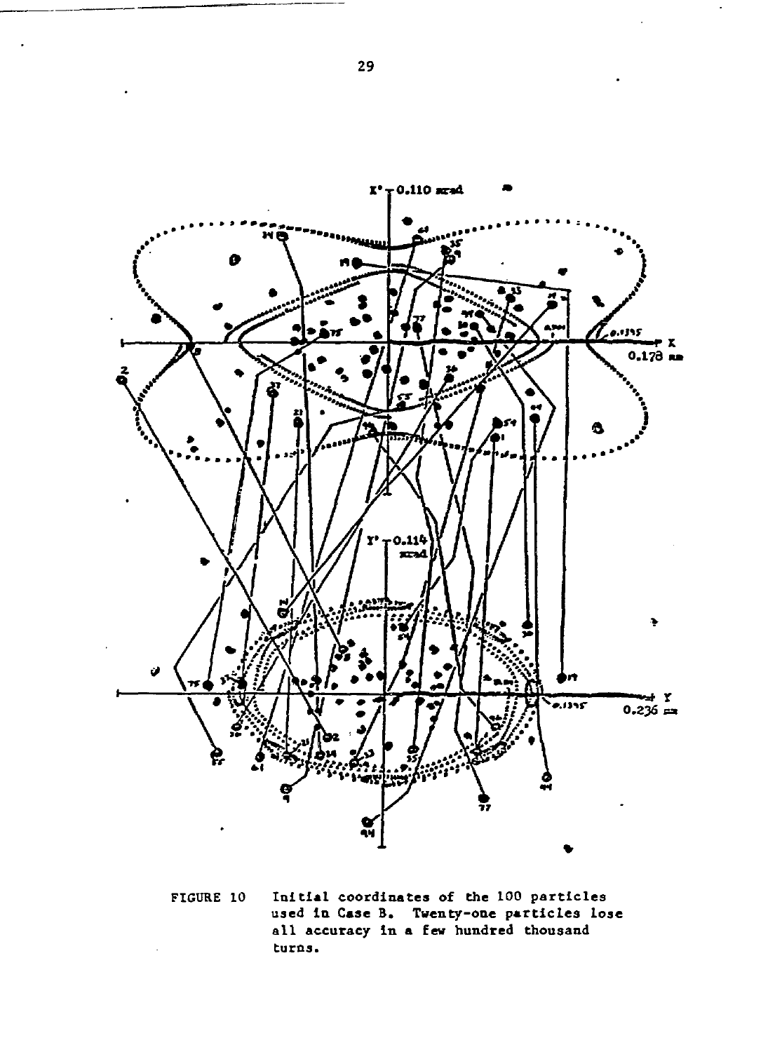FIGURE 10 Initial coordinates of the 100 particles used in Case B. Twenty-one particles lose all accuracy in a few hundred thousand turns.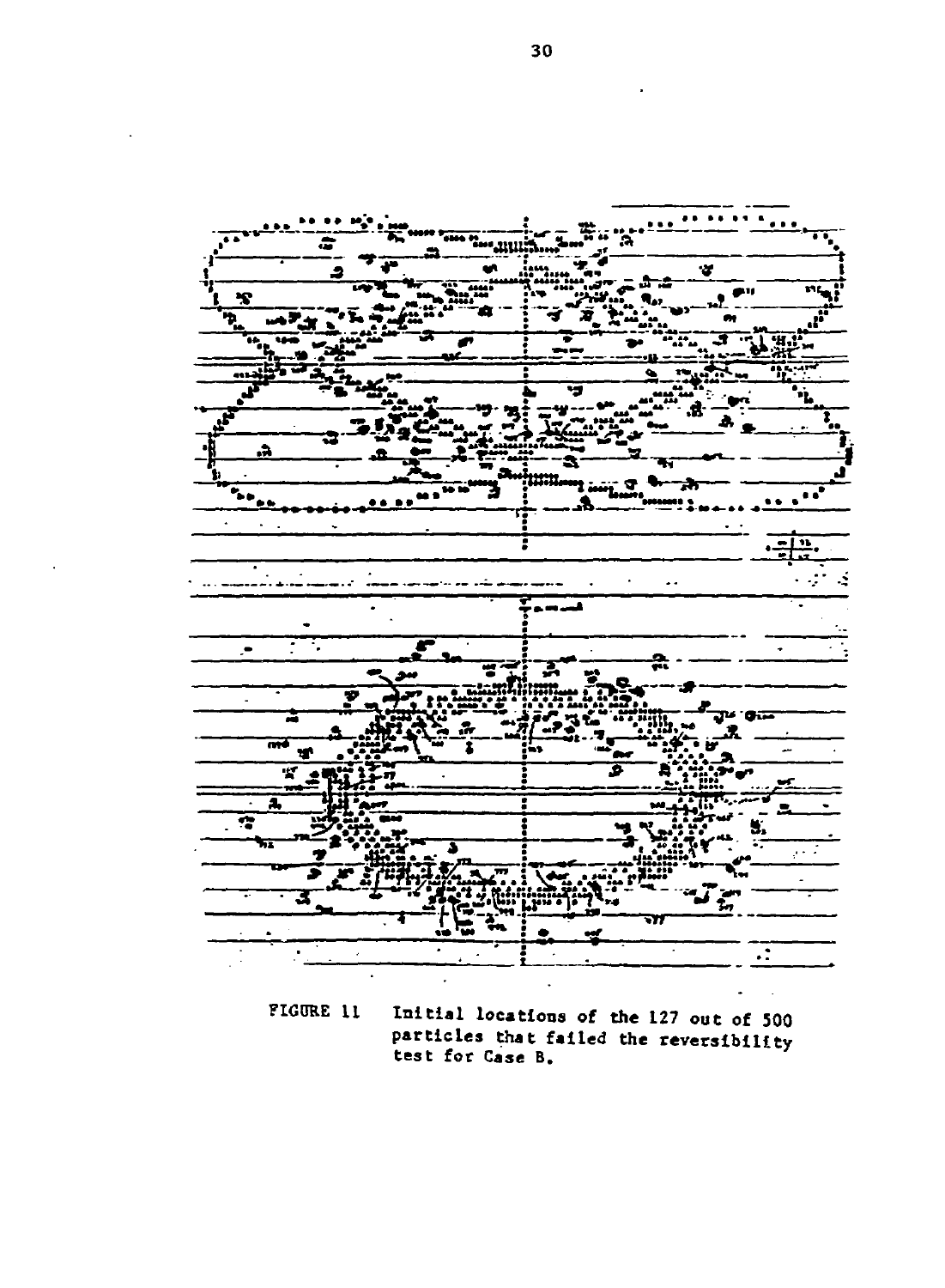FIGURE 11 Initial locations of the 127 out of 500 particles that failed the reversibility test for Case B.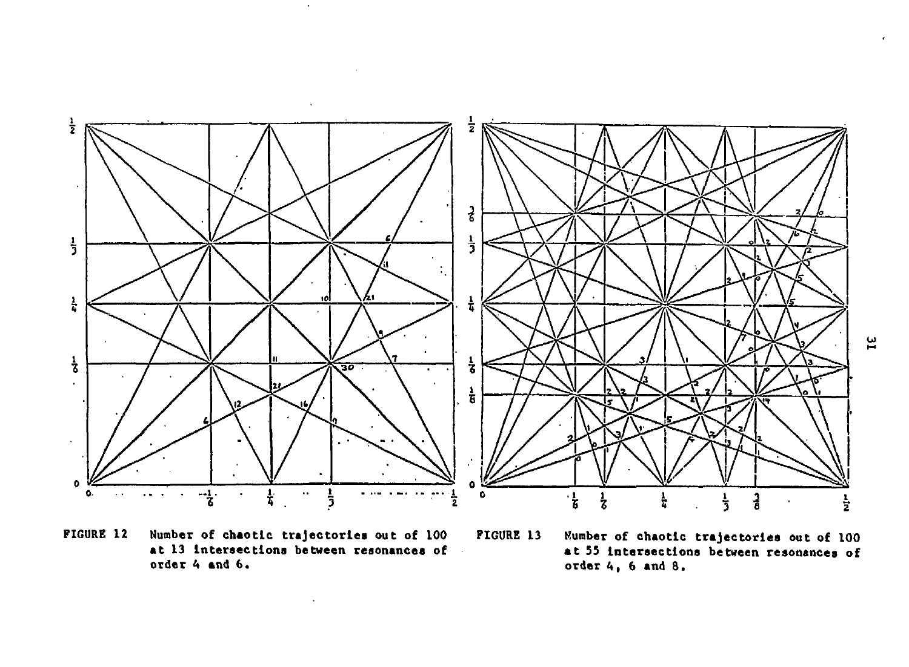FIGURE 12 Number of chaotic trajectories out of 100 at 13 intersections between resonances of order 4 and 6.

FIGURE 13 Number of chaotic trajectories out of 100 at 55 intersections between resonances of order 4, 6 and 8.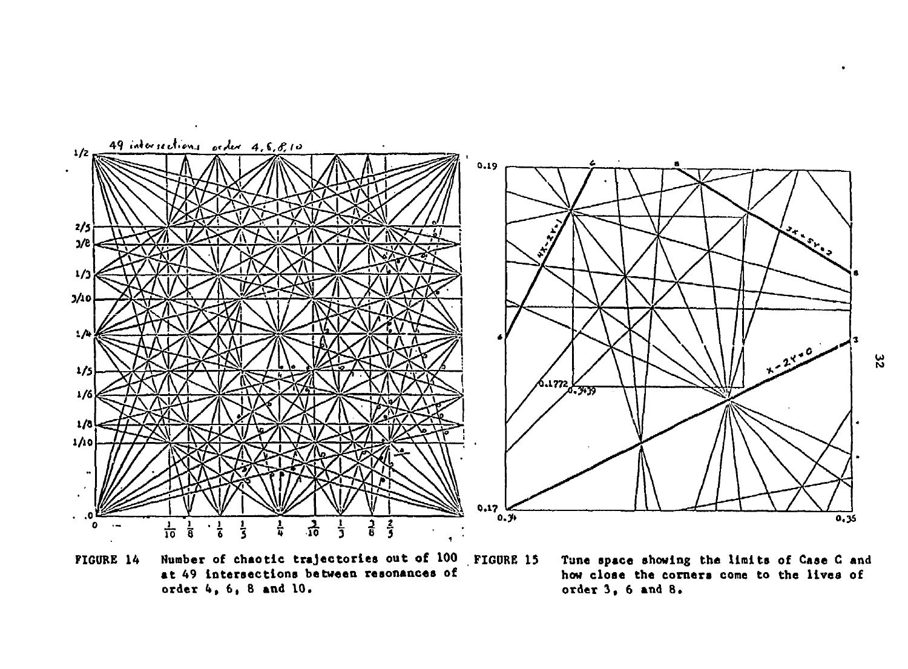FIGURE 14 Number of chaotic trajectories out of 100 at 49 intersections between resonances of order 4, 6, 8 and 10.

FIGURE 15 Tune space showing the limits of Case C and how close the corners come to the lives of order 3, 6 and 8.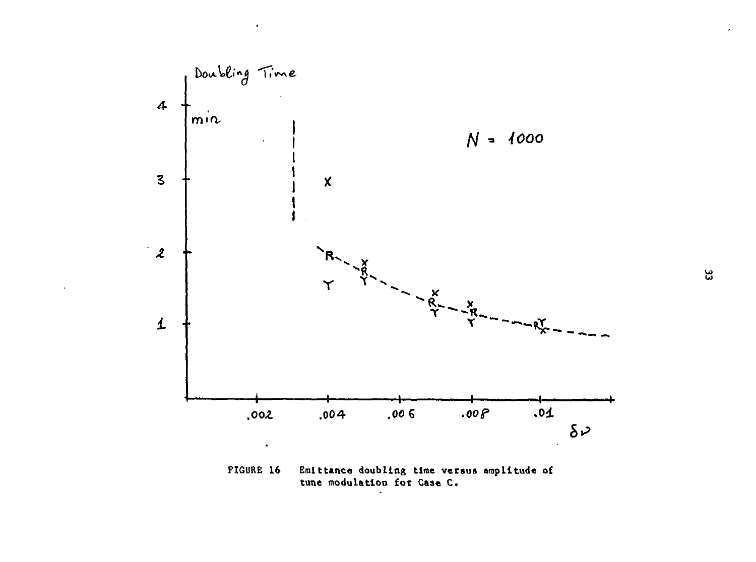Doubling Time

min

$N = 1000$

$\delta\nu$

FIGURE 16 Emittance doubling time versus amplitude of tune modulation for Case C.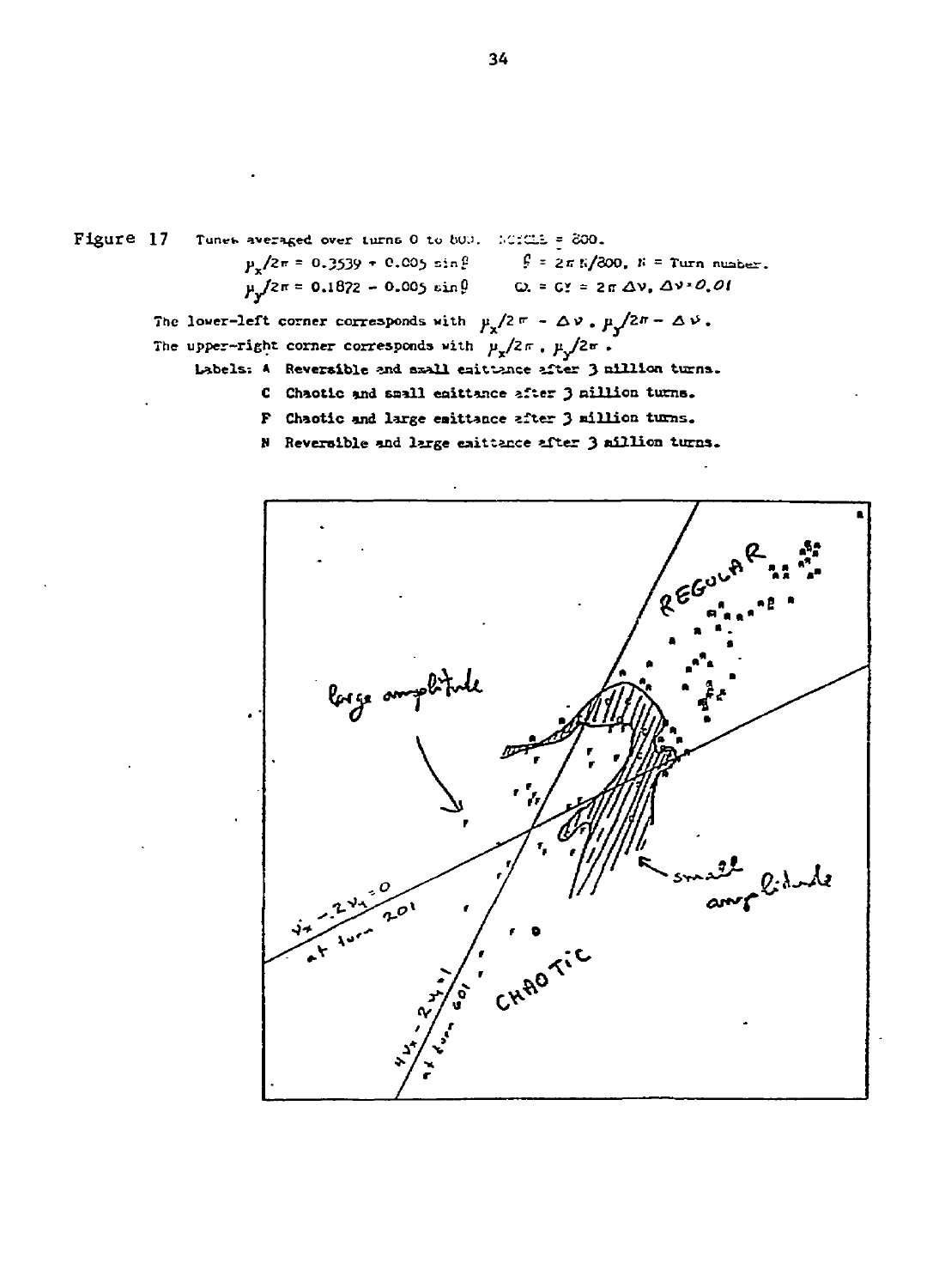Figure 17 Tunes averaged over turns 0 to 800. NCYCLE = 800.

$\mu_x/2\pi = 0.3539 + 0.005 \sin\beta$ $\beta = 2\pi N/800$, $N$ = Turn number.

$\mu_y/2\pi = 0.1872 - 0.005 \sin\beta$ $\Omega = CY = 2\pi \Delta\nu$, $\Delta\nu = 0.01$

The lower-left corner corresponds with $\mu_x/2\pi - \Delta\nu$, $\mu_y/2\pi - \Delta\nu$.

The upper-right corner corresponds with $\mu_x/2\pi$, $\mu_y/2\pi$.

Labels:
- A Reversible and small emittance after 3 million turns.
- C Chaotic and small emittance after 3 million turns.
- F Chaotic and large emittance after 3 million turns.
- N Reversible and large emittance after 3 million turns.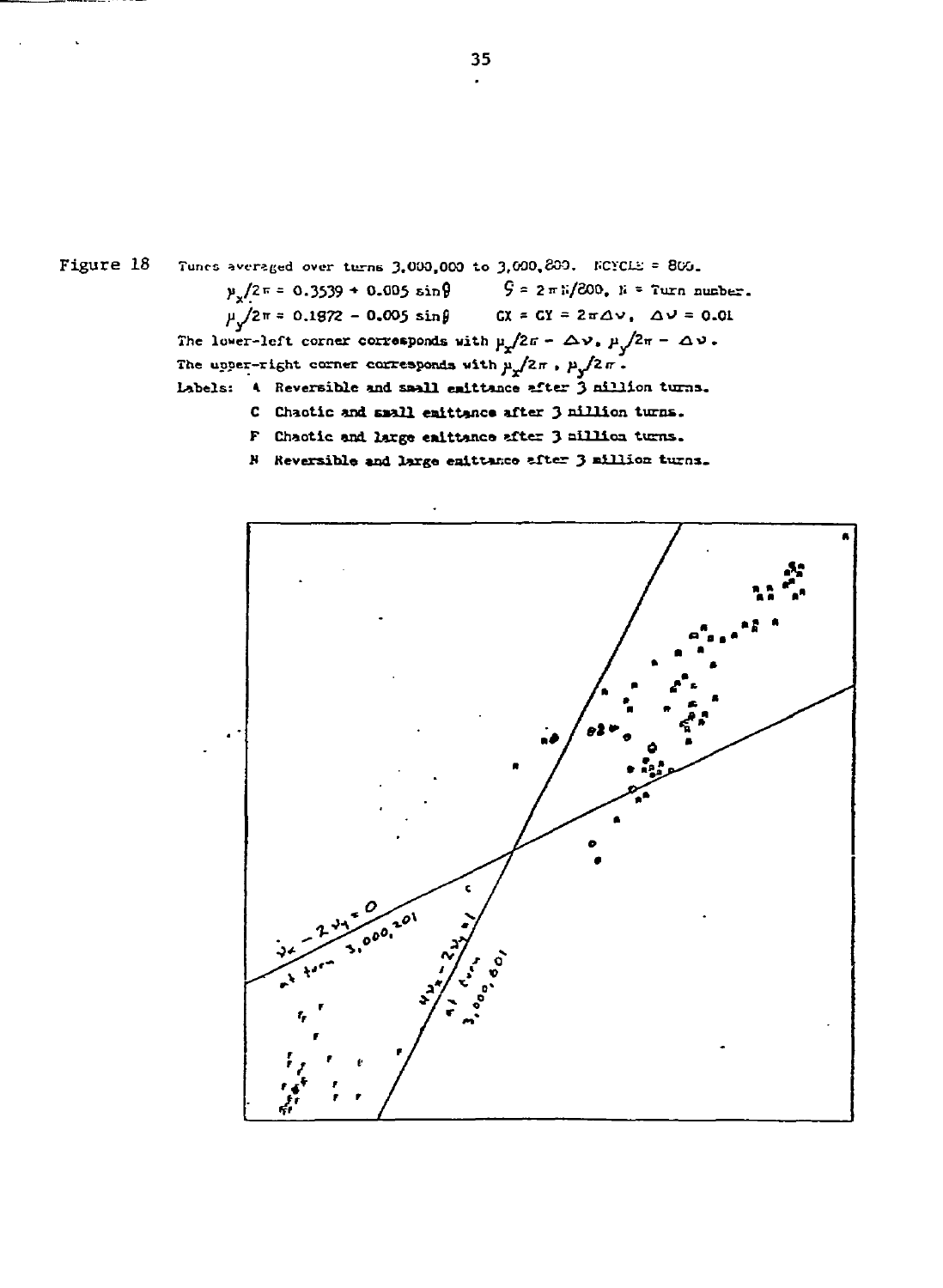Figure 18 Tunes averaged over turns 3,000,000 to 3,000,800. NCYCLE = 800.

$\mu_x/2\pi = 0.3539 + 0.005 \sin\theta$   $\theta = 2\pi N/200$, N = Turn number.

$\mu_y/2\pi = 0.1872 - 0.005 \sin\theta$   $CX = CY = 2\pi\Delta\nu$,  $\Delta\nu = 0.01$

The lower-left corner corresponds with $\mu_x/2\pi - \Delta\nu$, $\mu_y/2\pi - \Delta\nu$.

The upper-right corner corresponds with $\mu_x/2\pi$, $\mu_y/2\pi$.

Labels:

- A Reversible and small emittance after 3 million turns.
- C Chaotic and small emittance after 3 million turns.
- F Chaotic and large emittance after 3 million turns.
- N Reversible and large emittance after 3 million turns.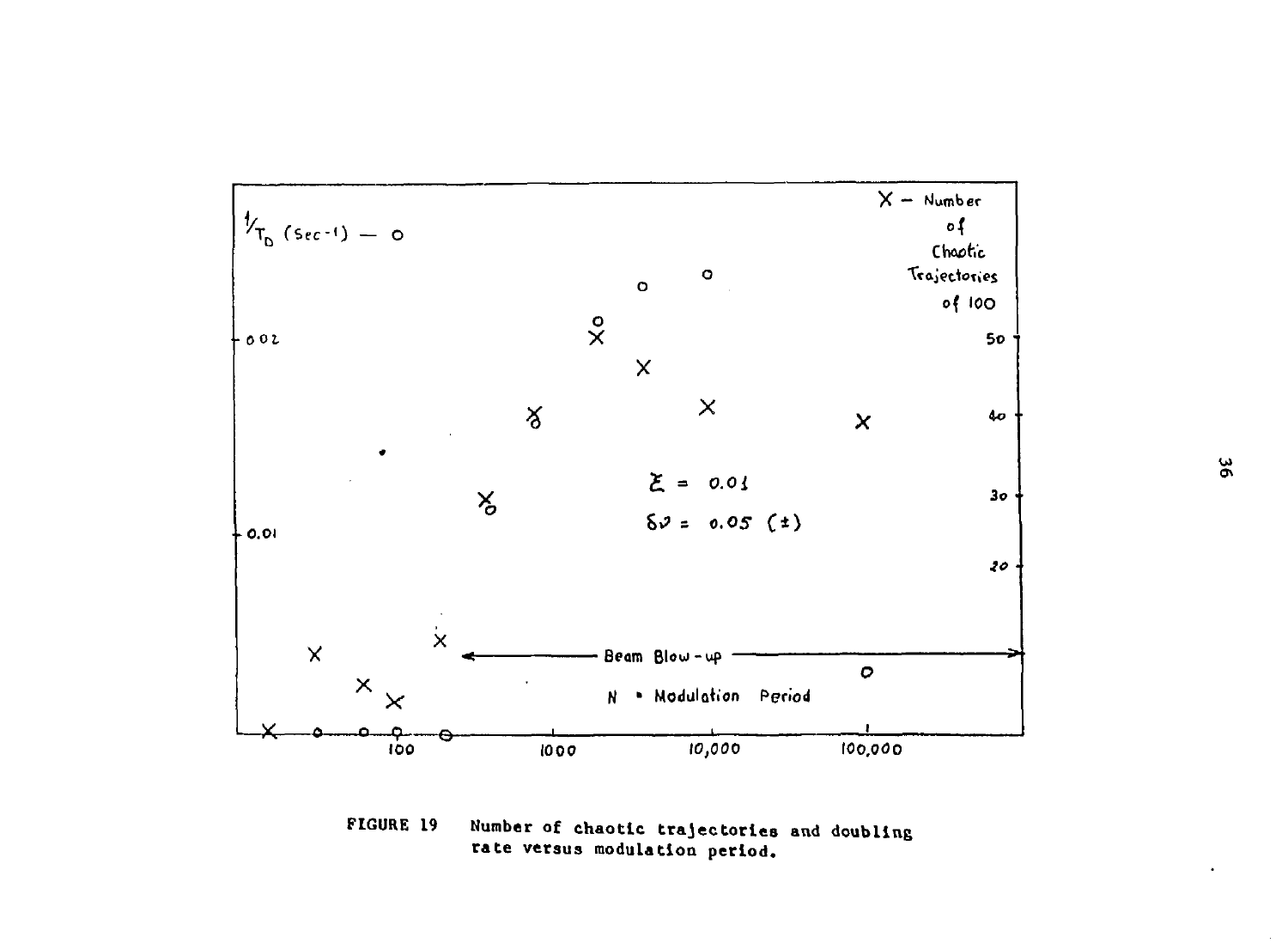FIGURE 19 Number of chaotic trajectories and doubling rate versus modulation period.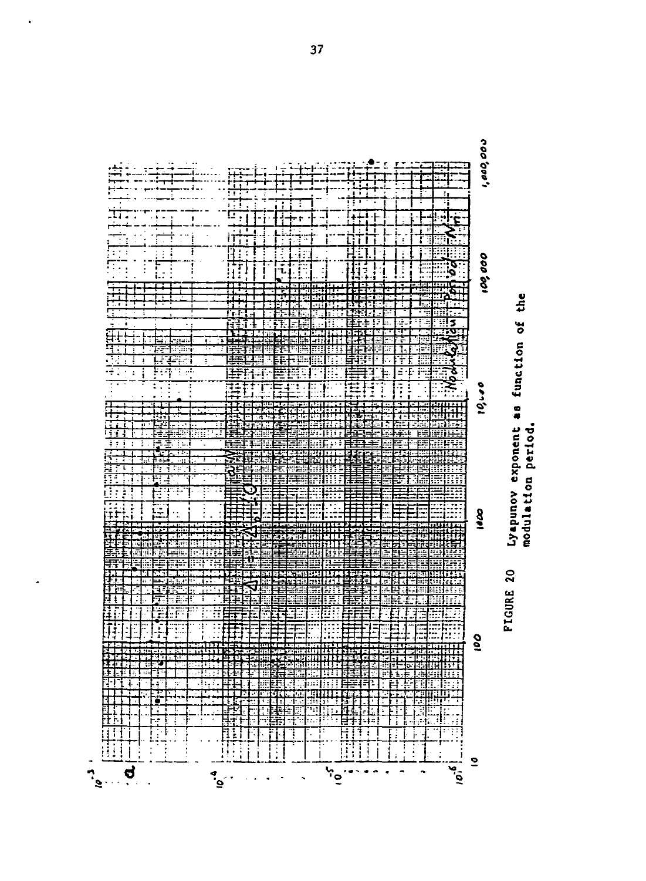FIGURE 20 Lyapunov exponent as function of the modulation period.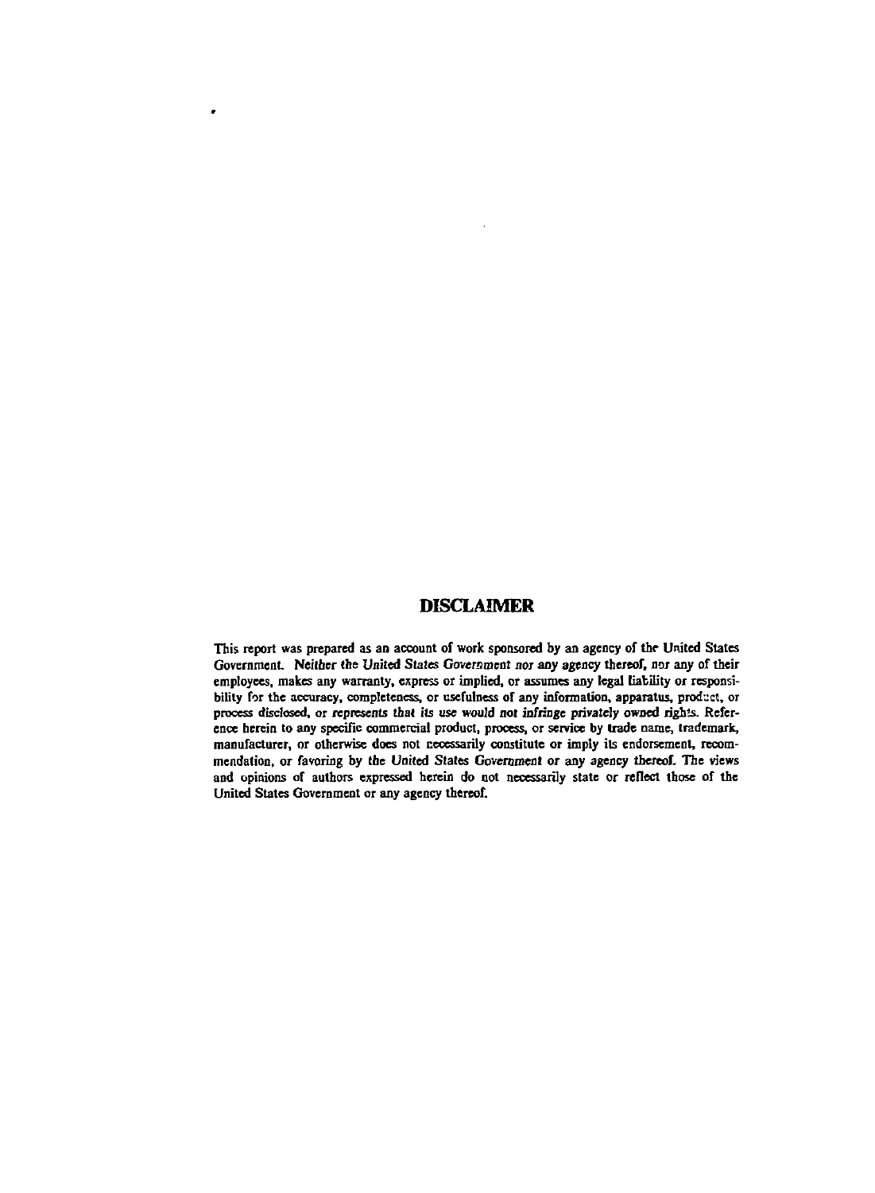## DISCLAIMER

This report was prepared as an account of work sponsored by an agency of the United States Government. Neither the United States Government nor any agency thereof, nor any of their employees, makes any warranty, express or implied, or assumes any legal liability or responsibility for the accuracy, completeness, or usefulness of any information, apparatus, product, or process disclosed, or represents that its use would not infringe privately owned rights. Reference herein to any specific commercial product, process, or service by trade name, trademark, manufacturer, or otherwise does not necessarily constitute or imply its endorsement, recommendation, or favoring by the United States Government or any agency thereof. The views and opinions of authors expressed herein do not necessarily state or reflect those of the United States Government or any agency thereof.